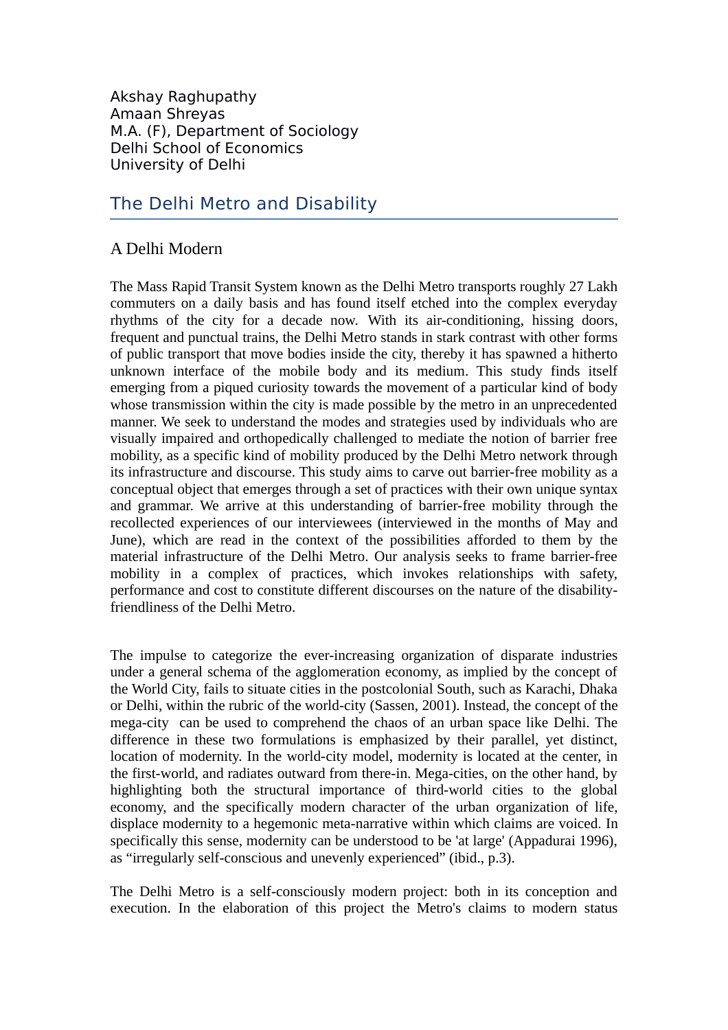Akshay Raghupathy
Amaan Shreyas
M.A. (F), Department of Sociology
Delhi School of Economics
University of Delhi

# The Delhi Metro and Disability

## A Delhi Modern

The Mass Rapid Transit System known as the Delhi Metro transports roughly 27 Lakh commuters on a daily basis and has found itself etched into the complex everyday rhythms of the city for a decade now. With its air-conditioning, hissing doors, frequent and punctual trains, the Delhi Metro stands in stark contrast with other forms of public transport that move bodies inside the city, thereby it has spawned a hitherto unknown interface of the mobile body and its medium. This study finds itself emerging from a piqued curiosity towards the movement of a particular kind of body whose transmission within the city is made possible by the metro in an unprecedented manner. We seek to understand the modes and strategies used by individuals who are visually impaired and orthopedically challenged to mediate the notion of barrier free mobility, as a specific kind of mobility produced by the Delhi Metro network through its infrastructure and discourse. This study aims to carve out barrier-free mobility as a conceptual object that emerges through a set of practices with their own unique syntax and grammar. We arrive at this understanding of barrier-free mobility through the recollected experiences of our interviewees (interviewed in the months of May and June), which are read in the context of the possibilities afforded to them by the material infrastructure of the Delhi Metro. Our analysis seeks to frame barrier-free mobility in a complex of practices, which invokes relationships with safety, performance and cost to constitute different discourses on the nature of the disability-friendliness of the Delhi Metro.

The impulse to categorize the ever-increasing organization of disparate industries under a general schema of the agglomeration economy, as implied by the concept of the World City, fails to situate cities in the postcolonial South, such as Karachi, Dhaka or Delhi, within the rubric of the world-city (Sassen, 2001). Instead, the concept of the mega-city can be used to comprehend the chaos of an urban space like Delhi. The difference in these two formulations is emphasized by their parallel, yet distinct, location of modernity. In the world-city model, modernity is located at the center, in the first-world, and radiates outward from there-in. Mega-cities, on the other hand, by highlighting both the structural importance of third-world cities to the global economy, and the specifically modern character of the urban organization of life, displace modernity to a hegemonic meta-narrative within which claims are voiced. In specifically this sense, modernity can be understood to be 'at large' (Appadurai 1996), as “irregularly self-conscious and unevenly experienced” (ibid., p.3).

The Delhi Metro is a self-consciously modern project: both in its conception and execution. In the elaboration of this project the Metro's claims to modern status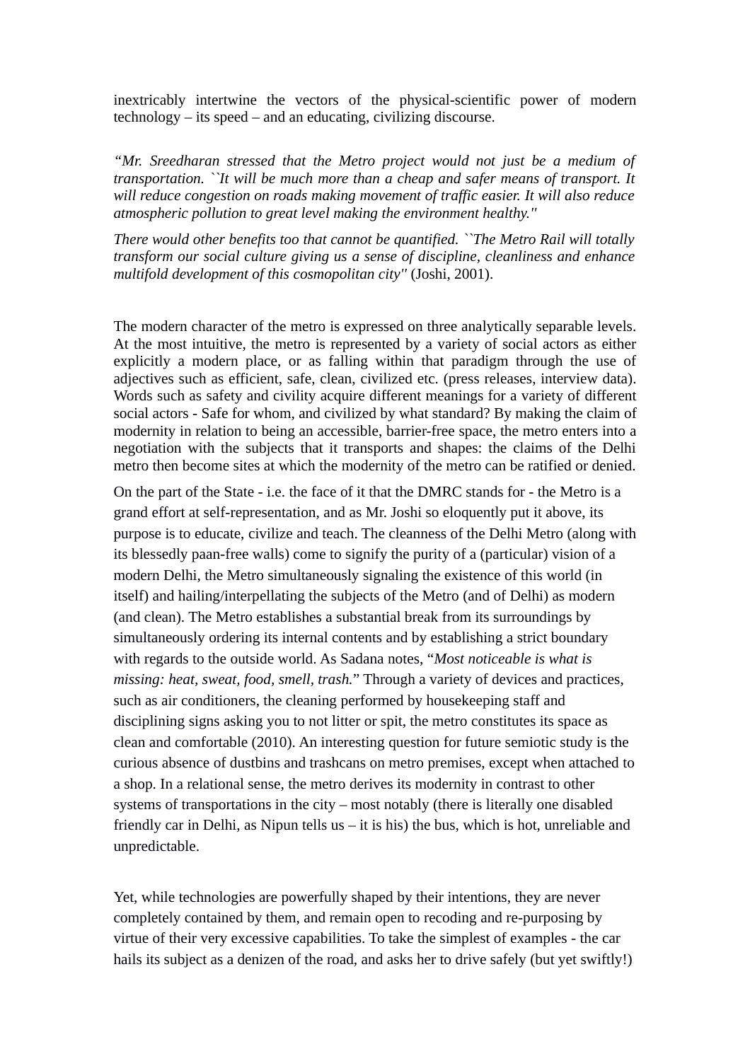inextricably intertwine the vectors of the physical-scientific power of modern technology – its speed – and an educating, civilizing discourse.

*"Mr. Sreedharan stressed that the Metro project would not just be a medium of transportation. ``It will be much more than a cheap and safer means of transport. It will reduce congestion on roads making movement of traffic easier. It will also reduce atmospheric pollution to great level making the environment healthy.''*

*There would other benefits too that cannot be quantified. ``The Metro Rail will totally transform our social culture giving us a sense of discipline, cleanliness and enhance multifold development of this cosmopolitan city''* (Joshi, 2001).

The modern character of the metro is expressed on three analytically separable levels. At the most intuitive, the metro is represented by a variety of social actors as either explicitly a modern place, or as falling within that paradigm through the use of adjectives such as efficient, safe, clean, civilized etc. (press releases, interview data). Words such as safety and civility acquire different meanings for a variety of different social actors - Safe for whom, and civilized by what standard? By making the claim of modernity in relation to being an accessible, barrier-free space, the metro enters into a negotiation with the subjects that it transports and shapes: the claims of the Delhi metro then become sites at which the modernity of the metro can be ratified or denied.

On the part of the State - i.e. the face of it that the DMRC stands for - the Metro is a grand effort at self-representation, and as Mr. Joshi so eloquently put it above, its purpose is to educate, civilize and teach. The cleanness of the Delhi Metro (along with its blessedly paan-free walls) come to signify the purity of a (particular) vision of a modern Delhi, the Metro simultaneously signaling the existence of this world (in itself) and hailing/interpellating the subjects of the Metro (and of Delhi) as modern (and clean). The Metro establishes a substantial break from its surroundings by simultaneously ordering its internal contents and by establishing a strict boundary with regards to the outside world. As Sadana notes, "*Most noticeable is what is missing: heat, sweat, food, smell, trash.*" Through a variety of devices and practices, such as air conditioners, the cleaning performed by housekeeping staff and disciplining signs asking you to not litter or spit, the metro constitutes its space as clean and comfortable (2010). An interesting question for future semiotic study is the curious absence of dustbins and trashcans on metro premises, except when attached to a shop. In a relational sense, the metro derives its modernity in contrast to other systems of transportations in the city – most notably (there is literally one disabled friendly car in Delhi, as Nipun tells us – it is his) the bus, which is hot, unreliable and unpredictable.

Yet, while technologies are powerfully shaped by their intentions, they are never completely contained by them, and remain open to recoding and re-purposing by virtue of their very excessive capabilities. To take the simplest of examples - the car hails its subject as a denizen of the road, and asks her to drive safely (but yet swiftly!)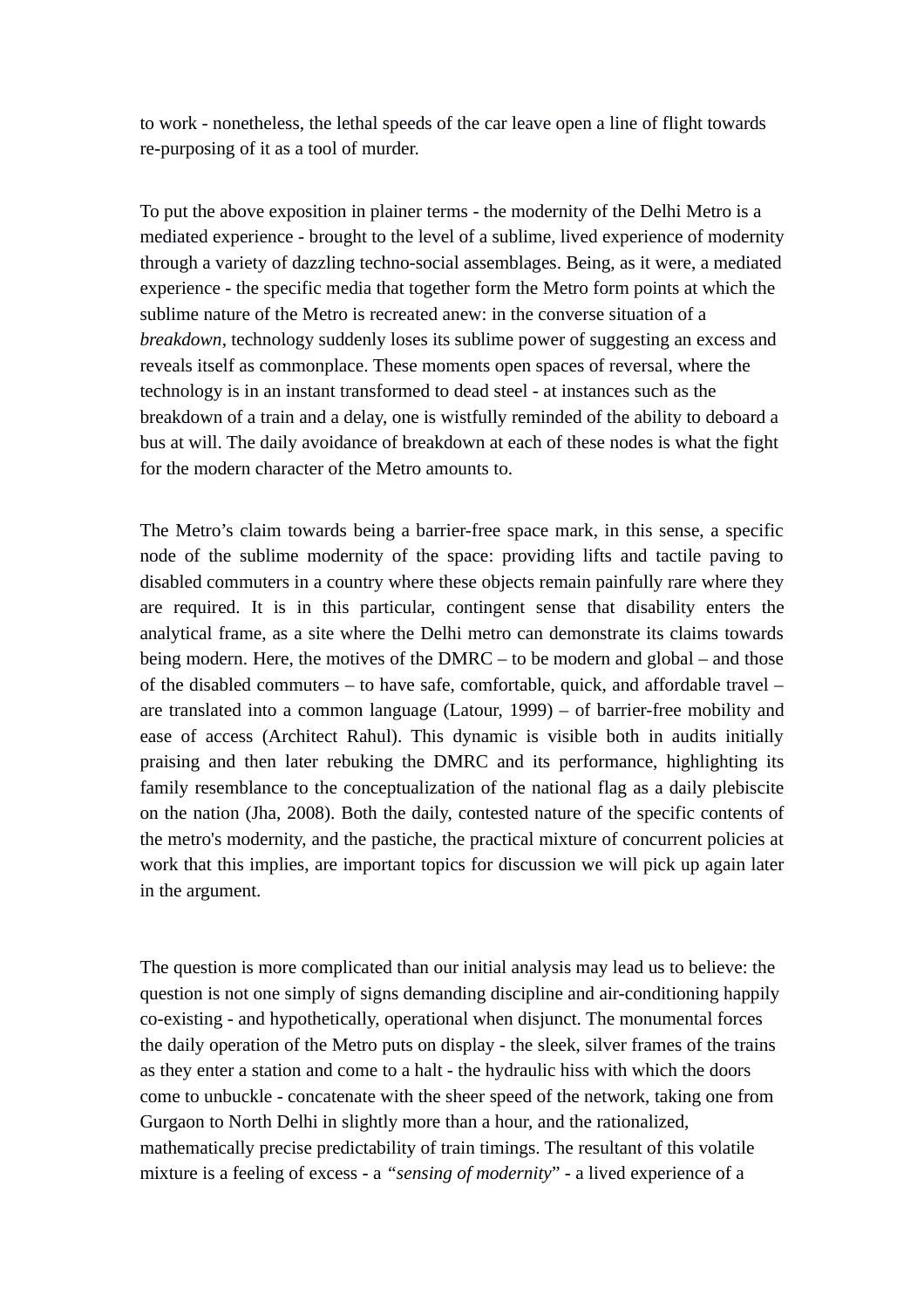to work - nonetheless, the lethal speeds of the car leave open a line of flight towards re-purposing of it as a tool of murder.

To put the above exposition in plainer terms - the modernity of the Delhi Metro is a mediated experience - brought to the level of a sublime, lived experience of modernity through a variety of dazzling techno-social assemblages. Being, as it were, a mediated experience - the specific media that together form the Metro form points at which the sublime nature of the Metro is recreated anew: in the converse situation of a *breakdown*, technology suddenly loses its sublime power of suggesting an excess and reveals itself as commonplace. These moments open spaces of reversal, where the technology is in an instant transformed to dead steel - at instances such as the breakdown of a train and a delay, one is wistfully reminded of the ability to deboard a bus at will. The daily avoidance of breakdown at each of these nodes is what the fight for the modern character of the Metro amounts to.

The Metro's claim towards being a barrier-free space mark, in this sense, a specific node of the sublime modernity of the space: providing lifts and tactile paving to disabled commuters in a country where these objects remain painfully rare where they are required. It is in this particular, contingent sense that disability enters the analytical frame, as a site where the Delhi metro can demonstrate its claims towards being modern. Here, the motives of the DMRC – to be modern and global – and those of the disabled commuters – to have safe, comfortable, quick, and affordable travel – are translated into a common language (Latour, 1999) – of barrier-free mobility and ease of access (Architect Rahul). This dynamic is visible both in audits initially praising and then later rebuking the DMRC and its performance, highlighting its family resemblance to the conceptualization of the national flag as a daily plebiscite on the nation (Jha, 2008). Both the daily, contested nature of the specific contents of the metro's modernity, and the pastiche, the practical mixture of concurrent policies at work that this implies, are important topics for discussion we will pick up again later in the argument.

The question is more complicated than our initial analysis may lead us to believe: the question is not one simply of signs demanding discipline and air-conditioning happily co-existing - and hypothetically, operational when disjunct. The monumental forces the daily operation of the Metro puts on display - the sleek, silver frames of the trains as they enter a station and come to a halt - the hydraulic hiss with which the doors come to unbuckle - concatenate with the sheer speed of the network, taking one from Gurgaon to North Delhi in slightly more than a hour, and the rationalized, mathematically precise predictability of train timings. The resultant of this volatile mixture is a feeling of excess - a *"sensing of modernity"* - a lived experience of a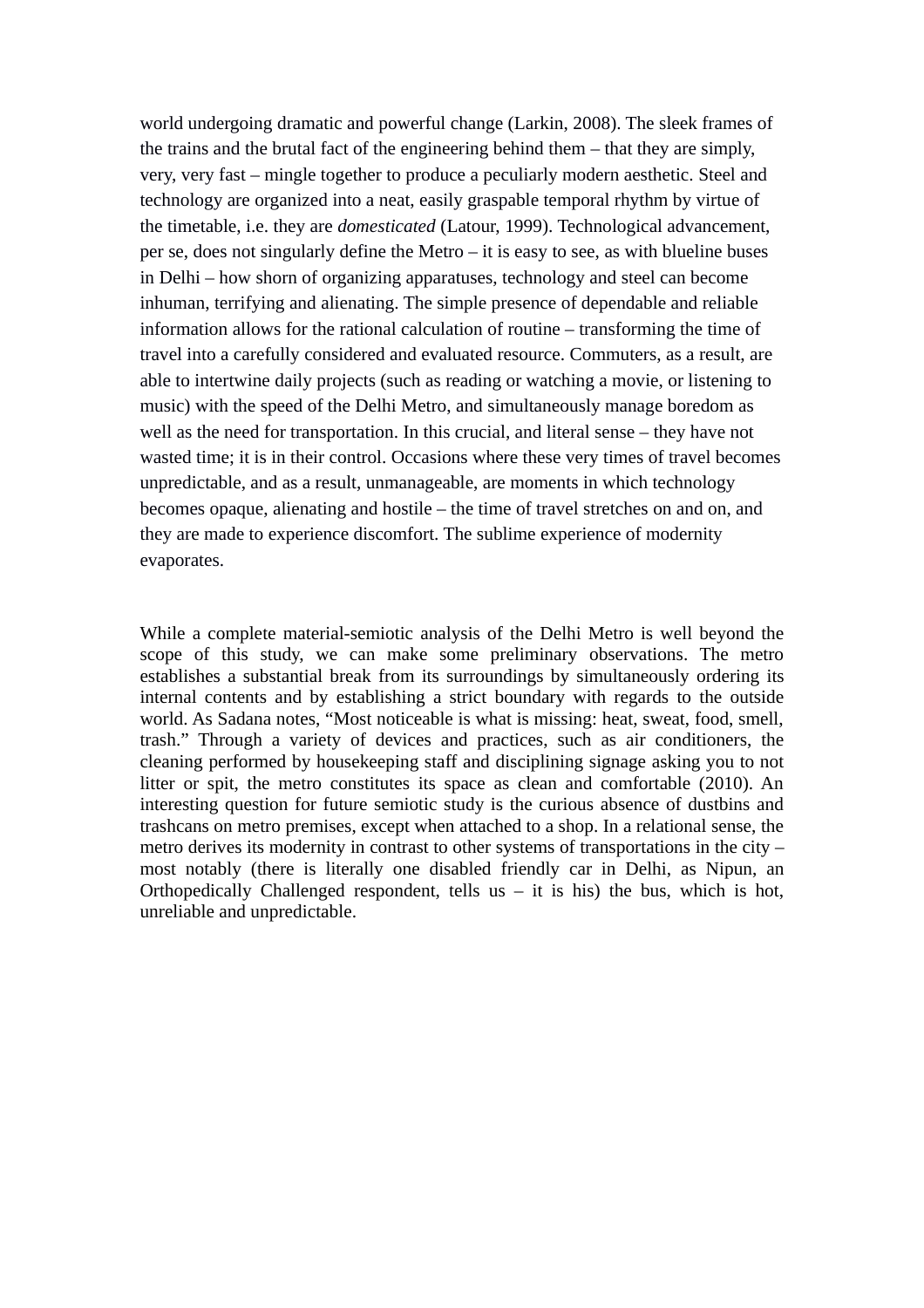world undergoing dramatic and powerful change (Larkin, 2008). The sleek frames of the trains and the brutal fact of the engineering behind them – that they are simply, very, very fast – mingle together to produce a peculiarly modern aesthetic. Steel and technology are organized into a neat, easily graspable temporal rhythm by virtue of the timetable, i.e. they are *domesticated* (Latour, 1999). Technological advancement, per se, does not singularly define the Metro – it is easy to see, as with blueline buses in Delhi – how shorn of organizing apparatuses, technology and steel can become inhuman, terrifying and alienating. The simple presence of dependable and reliable information allows for the rational calculation of routine – transforming the time of travel into a carefully considered and evaluated resource. Commuters, as a result, are able to intertwine daily projects (such as reading or watching a movie, or listening to music) with the speed of the Delhi Metro, and simultaneously manage boredom as well as the need for transportation. In this crucial, and literal sense – they have not wasted time; it is in their control. Occasions where these very times of travel becomes unpredictable, and as a result, unmanageable, are moments in which technology becomes opaque, alienating and hostile – the time of travel stretches on and on, and they are made to experience discomfort. The sublime experience of modernity evaporates.

While a complete material-semiotic analysis of the Delhi Metro is well beyond the scope of this study, we can make some preliminary observations. The metro establishes a substantial break from its surroundings by simultaneously ordering its internal contents and by establishing a strict boundary with regards to the outside world. As Sadana notes, “Most noticeable is what is missing: heat, sweat, food, smell, trash.” Through a variety of devices and practices, such as air conditioners, the cleaning performed by housekeeping staff and disciplining signage asking you to not litter or spit, the metro constitutes its space as clean and comfortable (2010). An interesting question for future semiotic study is the curious absence of dustbins and trashcans on metro premises, except when attached to a shop. In a relational sense, the metro derives its modernity in contrast to other systems of transportations in the city – most notably (there is literally one disabled friendly car in Delhi, as Nipun, an Orthopedically Challenged respondent, tells us – it is his) the bus, which is hot, unreliable and unpredictable.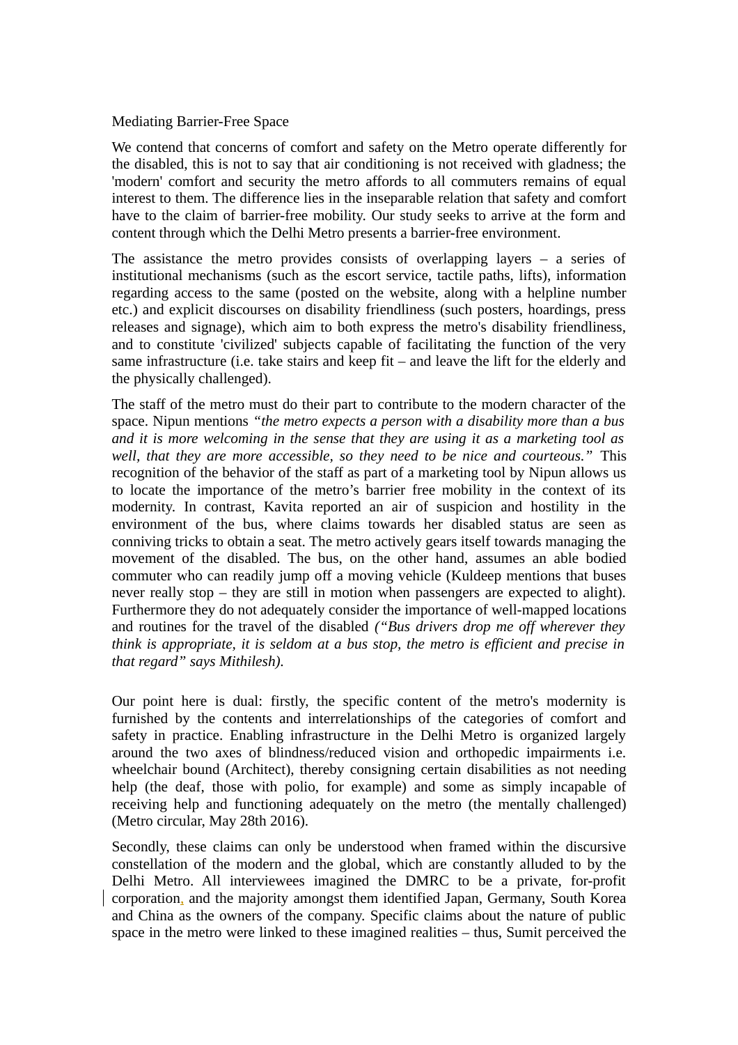Mediating Barrier-Free Space

We contend that concerns of comfort and safety on the Metro operate differently for the disabled, this is not to say that air conditioning is not received with gladness; the 'modern' comfort and security the metro affords to all commuters remains of equal interest to them. The difference lies in the inseparable relation that safety and comfort have to the claim of barrier-free mobility. Our study seeks to arrive at the form and content through which the Delhi Metro presents a barrier-free environment.

The assistance the metro provides consists of overlapping layers – a series of institutional mechanisms (such as the escort service, tactile paths, lifts), information regarding access to the same (posted on the website, along with a helpline number etc.) and explicit discourses on disability friendliness (such posters, hoardings, press releases and signage), which aim to both express the metro's disability friendliness, and to constitute 'civilized' subjects capable of facilitating the function of the very same infrastructure (i.e. take stairs and keep fit – and leave the lift for the elderly and the physically challenged).

The staff of the metro must do their part to contribute to the modern character of the space. Nipun mentions *"the metro expects a person with a disability more than a bus and it is more welcoming in the sense that they are using it as a marketing tool as well, that they are more accessible, so they need to be nice and courteous."* This recognition of the behavior of the staff as part of a marketing tool by Nipun allows us to locate the importance of the metro's barrier free mobility in the context of its modernity. In contrast, Kavita reported an air of suspicion and hostility in the environment of the bus, where claims towards her disabled status are seen as conniving tricks to obtain a seat. The metro actively gears itself towards managing the movement of the disabled. The bus, on the other hand, assumes an able bodied commuter who can readily jump off a moving vehicle (Kuldeep mentions that buses never really stop – they are still in motion when passengers are expected to alight). Furthermore they do not adequately consider the importance of well-mapped locations and routines for the travel of the disabled *("Bus drivers drop me off wherever they think is appropriate, it is seldom at a bus stop, the metro is efficient and precise in that regard" says Mithilesh).*

Our point here is dual: firstly, the specific content of the metro's modernity is furnished by the contents and interrelationships of the categories of comfort and safety in practice. Enabling infrastructure in the Delhi Metro is organized largely around the two axes of blindness/reduced vision and orthopedic impairments i.e. wheelchair bound (Architect), thereby consigning certain disabilities as not needing help (the deaf, those with polio, for example) and some as simply incapable of receiving help and functioning adequately on the metro (the mentally challenged) (Metro circular, May 28th 2016).

Secondly, these claims can only be understood when framed within the discursive constellation of the modern and the global, which are constantly alluded to by the Delhi Metro. All interviewees imagined the DMRC to be a private, for-profit corporation, and the majority amongst them identified Japan, Germany, South Korea and China as the owners of the company. Specific claims about the nature of public space in the metro were linked to these imagined realities – thus, Sumit perceived the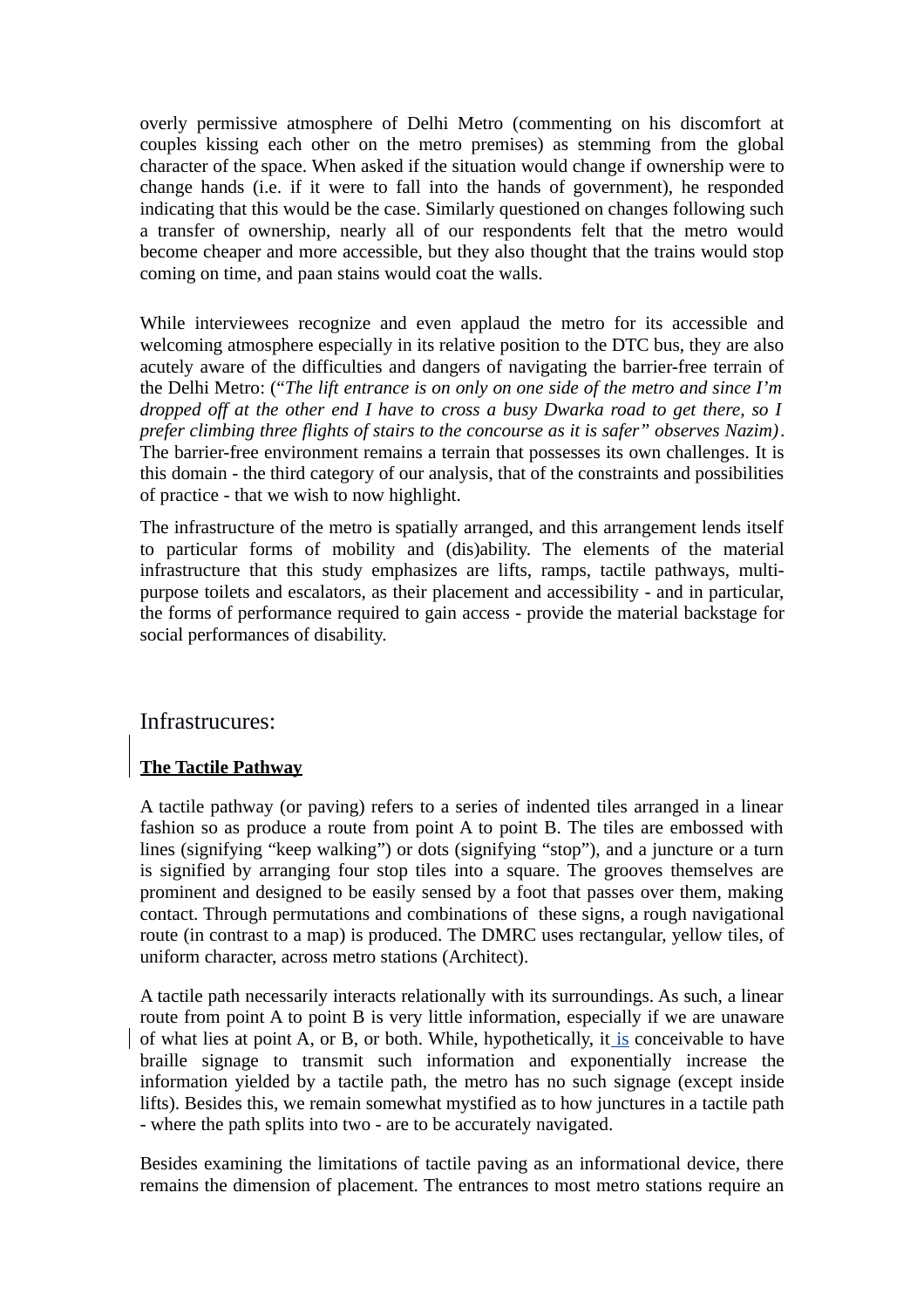overly permissive atmosphere of Delhi Metro (commenting on his discomfort at couples kissing each other on the metro premises) as stemming from the global character of the space. When asked if the situation would change if ownership were to change hands (i.e. if it were to fall into the hands of government), he responded indicating that this would be the case. Similarly questioned on changes following such a transfer of ownership, nearly all of our respondents felt that the metro would become cheaper and more accessible, but they also thought that the trains would stop coming on time, and paan stains would coat the walls.

While interviewees recognize and even applaud the metro for its accessible and welcoming atmosphere especially in its relative position to the DTC bus, they are also acutely aware of the difficulties and dangers of navigating the barrier-free terrain of the Delhi Metro: (*"The lift entrance is on only on one side of the metro and since I'm dropped off at the other end I have to cross a busy Dwarka road to get there, so I prefer climbing three flights of stairs to the concourse as it is safer" observes Nazim)*. The barrier-free environment remains a terrain that possesses its own challenges. It is this domain - the third category of our analysis, that of the constraints and possibilities of practice - that we wish to now highlight.

The infrastructure of the metro is spatially arranged, and this arrangement lends itself to particular forms of mobility and (dis)ability. The elements of the material infrastructure that this study emphasizes are lifts, ramps, tactile pathways, multi-purpose toilets and escalators, as their placement and accessibility - and in particular, the forms of performance required to gain access - provide the material backstage for social performances of disability.

## Infrastrucures:

**The Tactile Pathway**

A tactile pathway (or paving) refers to a series of indented tiles arranged in a linear fashion so as produce a route from point A to point B. The tiles are embossed with lines (signifying "keep walking") or dots (signifying "stop"), and a juncture or a turn is signified by arranging four stop tiles into a square. The grooves themselves are prominent and designed to be easily sensed by a foot that passes over them, making contact. Through permutations and combinations of these signs, a rough navigational route (in contrast to a map) is produced. The DMRC uses rectangular, yellow tiles, of uniform character, across metro stations (Architect).

A tactile path necessarily interacts relationally with its surroundings. As such, a linear route from point A to point B is very little information, especially if we are unaware of what lies at point A, or B, or both. While, hypothetically, it is conceivable to have braille signage to transmit such information and exponentially increase the information yielded by a tactile path, the metro has no such signage (except inside lifts). Besides this, we remain somewhat mystified as to how junctures in a tactile path - where the path splits into two - are to be accurately navigated.

Besides examining the limitations of tactile paving as an informational device, there remains the dimension of placement. The entrances to most metro stations require an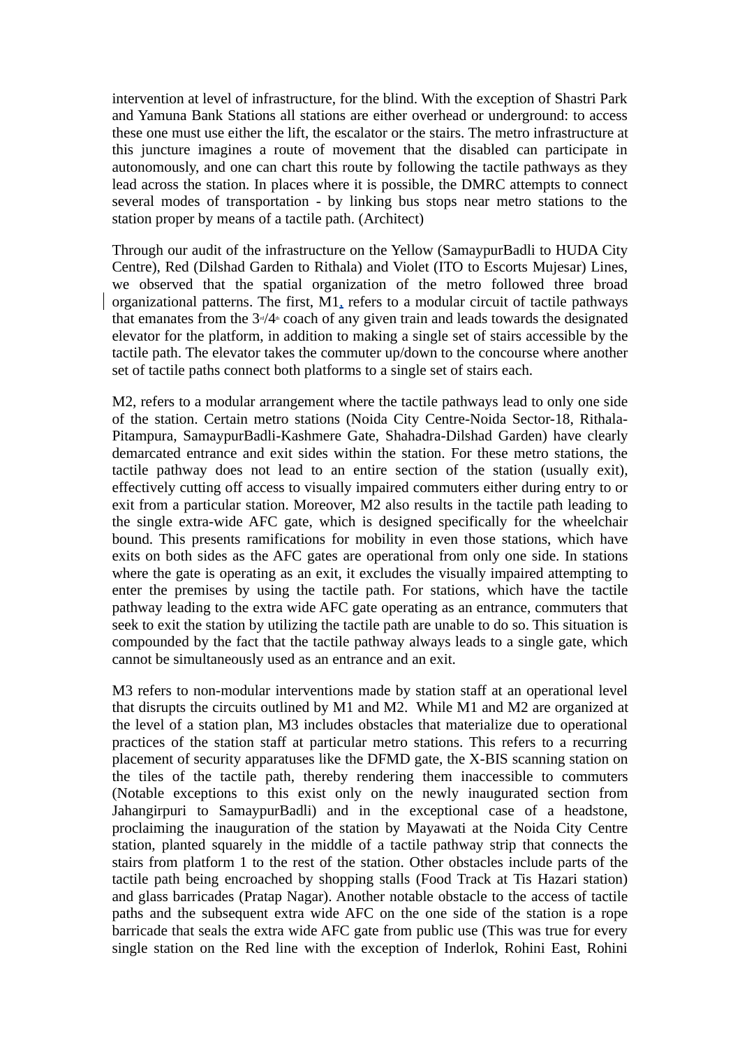intervention at level of infrastructure, for the blind. With the exception of Shastri Park and Yamuna Bank Stations all stations are either overhead or underground: to access these one must use either the lift, the escalator or the stairs. The metro infrastructure at this juncture imagines a route of movement that the disabled can participate in autonomously, and one can chart this route by following the tactile pathways as they lead across the station. In places where it is possible, the DMRC attempts to connect several modes of transportation - by linking bus stops near metro stations to the station proper by means of a tactile path. (Architect)

Through our audit of the infrastructure on the Yellow (SamaypurBadli to HUDA City Centre), Red (Dilshad Garden to Rithala) and Violet (ITO to Escorts Mujesar) Lines, we observed that the spatial organization of the metro followed three broad organizational patterns. The first, M1, refers to a modular circuit of tactile pathways that emanates from the 3rd/4th coach of any given train and leads towards the designated elevator for the platform, in addition to making a single set of stairs accessible by the tactile path. The elevator takes the commuter up/down to the concourse where another set of tactile paths connect both platforms to a single set of stairs each.

M2, refers to a modular arrangement where the tactile pathways lead to only one side of the station. Certain metro stations (Noida City Centre-Noida Sector-18, Rithala-Pitampura, SamaypurBadli-Kashmere Gate, Shahadra-Dilshad Garden) have clearly demarcated entrance and exit sides within the station. For these metro stations, the tactile pathway does not lead to an entire section of the station (usually exit), effectively cutting off access to visually impaired commuters either during entry to or exit from a particular station. Moreover, M2 also results in the tactile path leading to the single extra-wide AFC gate, which is designed specifically for the wheelchair bound. This presents ramifications for mobility in even those stations, which have exits on both sides as the AFC gates are operational from only one side. In stations where the gate is operating as an exit, it excludes the visually impaired attempting to enter the premises by using the tactile path. For stations, which have the tactile pathway leading to the extra wide AFC gate operating as an entrance, commuters that seek to exit the station by utilizing the tactile path are unable to do so. This situation is compounded by the fact that the tactile pathway always leads to a single gate, which cannot be simultaneously used as an entrance and an exit.

M3 refers to non-modular interventions made by station staff at an operational level that disrupts the circuits outlined by M1 and M2. While M1 and M2 are organized at the level of a station plan, M3 includes obstacles that materialize due to operational practices of the station staff at particular metro stations. This refers to a recurring placement of security apparatuses like the DFMD gate, the X-BIS scanning station on the tiles of the tactile path, thereby rendering them inaccessible to commuters (Notable exceptions to this exist only on the newly inaugurated section from Jahangirpuri to SamaypurBadli) and in the exceptional case of a headstone, proclaiming the inauguration of the station by Mayawati at the Noida City Centre station, planted squarely in the middle of a tactile pathway strip that connects the stairs from platform 1 to the rest of the station. Other obstacles include parts of the tactile path being encroached by shopping stalls (Food Track at Tis Hazari station) and glass barricades (Pratap Nagar). Another notable obstacle to the access of tactile paths and the subsequent extra wide AFC on the one side of the station is a rope barricade that seals the extra wide AFC gate from public use (This was true for every single station on the Red line with the exception of Inderlok, Rohini East, Rohini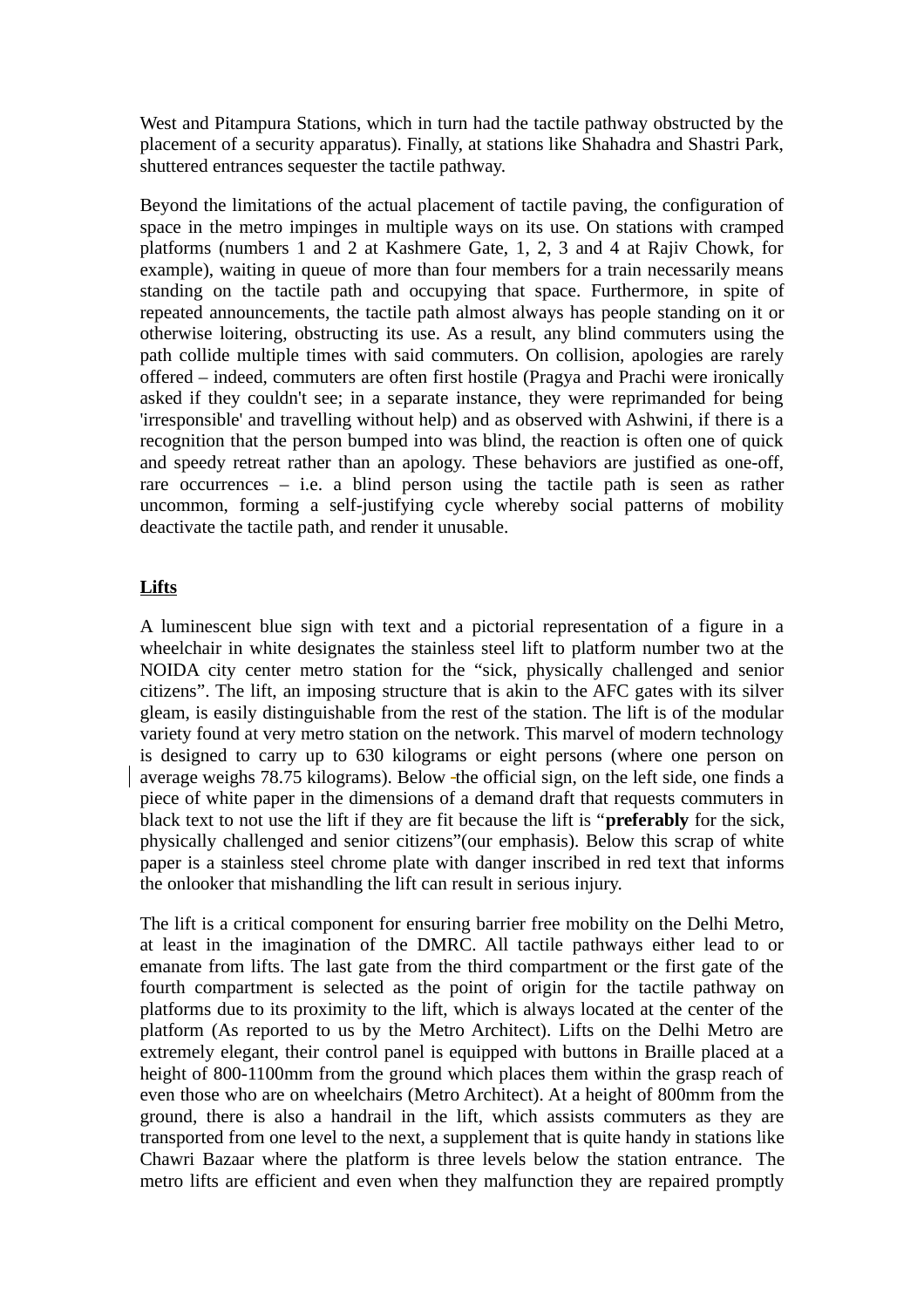West and Pitampura Stations, which in turn had the tactile pathway obstructed by the placement of a security apparatus). Finally, at stations like Shahadra and Shastri Park, shuttered entrances sequester the tactile pathway.

Beyond the limitations of the actual placement of tactile paving, the configuration of space in the metro impinges in multiple ways on its use. On stations with cramped platforms (numbers 1 and 2 at Kashmere Gate, 1, 2, 3 and 4 at Rajiv Chowk, for example), waiting in queue of more than four members for a train necessarily means standing on the tactile path and occupying that space. Furthermore, in spite of repeated announcements, the tactile path almost always has people standing on it or otherwise loitering, obstructing its use. As a result, any blind commuters using the path collide multiple times with said commuters. On collision, apologies are rarely offered – indeed, commuters are often first hostile (Pragya and Prachi were ironically asked if they couldn't see; in a separate instance, they were reprimanded for being 'irresponsible' and travelling without help) and as observed with Ashwini, if there is a recognition that the person bumped into was blind, the reaction is often one of quick and speedy retreat rather than an apology. These behaviors are justified as one-off, rare occurrences – i.e. a blind person using the tactile path is seen as rather uncommon, forming a self-justifying cycle whereby social patterns of mobility deactivate the tactile path, and render it unusable.

**Lifts**

A luminescent blue sign with text and a pictorial representation of a figure in a wheelchair in white designates the stainless steel lift to platform number two at the NOIDA city center metro station for the "sick, physically challenged and senior citizens". The lift, an imposing structure that is akin to the AFC gates with its silver gleam, is easily distinguishable from the rest of the station. The lift is of the modular variety found at very metro station on the network. This marvel of modern technology is designed to carry up to 630 kilograms or eight persons (where one person on average weighs 78.75 kilograms). Below the official sign, on the left side, one finds a piece of white paper in the dimensions of a demand draft that requests commuters in black text to not use the lift if they are fit because the lift is "**preferably** for the sick, physically challenged and senior citizens"(our emphasis). Below this scrap of white paper is a stainless steel chrome plate with danger inscribed in red text that informs the onlooker that mishandling the lift can result in serious injury.

The lift is a critical component for ensuring barrier free mobility on the Delhi Metro, at least in the imagination of the DMRC. All tactile pathways either lead to or emanate from lifts. The last gate from the third compartment or the first gate of the fourth compartment is selected as the point of origin for the tactile pathway on platforms due to its proximity to the lift, which is always located at the center of the platform (As reported to us by the Metro Architect). Lifts on the Delhi Metro are extremely elegant, their control panel is equipped with buttons in Braille placed at a height of 800-1100mm from the ground which places them within the grasp reach of even those who are on wheelchairs (Metro Architect). At a height of 800mm from the ground, there is also a handrail in the lift, which assists commuters as they are transported from one level to the next, a supplement that is quite handy in stations like Chawri Bazaar where the platform is three levels below the station entrance. The metro lifts are efficient and even when they malfunction they are repaired promptly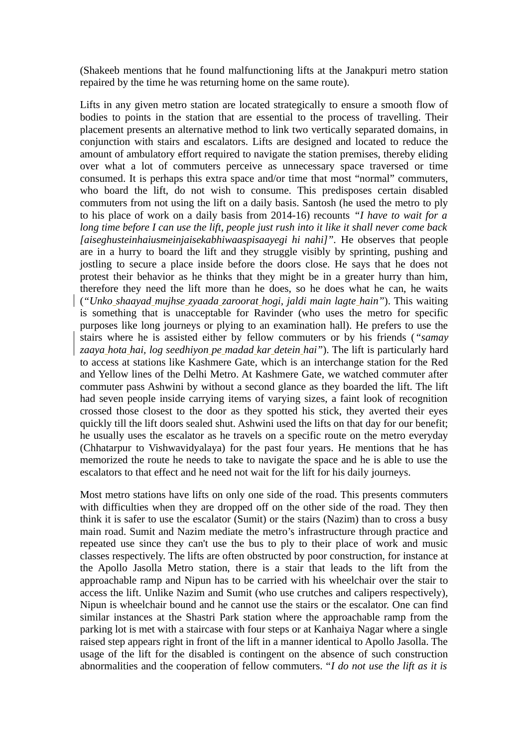(Shakeeb mentions that he found malfunctioning lifts at the Janakpuri metro station repaired by the time he was returning home on the same route).

Lifts in any given metro station are located strategically to ensure a smooth flow of bodies to points in the station that are essential to the process of travelling. Their placement presents an alternative method to link two vertically separated domains, in conjunction with stairs and escalators. Lifts are designed and located to reduce the amount of ambulatory effort required to navigate the station premises, thereby eliding over what a lot of commuters perceive as unnecessary space traversed or time consumed. It is perhaps this extra space and/or time that most "normal" commuters, who board the lift, do not wish to consume. This predisposes certain disabled commuters from not using the lift on a daily basis. Santosh (he used the metro to ply to his place of work on a daily basis from 2014-16) recounts *"I have to wait for a long time before I can use the lift, people just rush into it like it shall never come back [aiseghusteinhaiusmeinjaisekabhiwaaspisaayegi hi nahi]".* He observes that people are in a hurry to board the lift and they struggle visibly by sprinting, pushing and jostling to secure a place inside before the doors close. He says that he does not protest their behavior as he thinks that they might be in a greater hurry than him, therefore they need the lift more than he does, so he does what he can, he waits (*"Unko shaayad mujhse zyaada zaroorat hogi, jaldi main lagte hain"*). This waiting is something that is unacceptable for Ravinder (who uses the metro for specific purposes like long journeys or plying to an examination hall). He prefers to use the stairs where he is assisted either by fellow commuters or by his friends (*"samay zaaya hota hai, log seedhiyon pe madad kar detein hai"*). The lift is particularly hard to access at stations like Kashmere Gate, which is an interchange station for the Red and Yellow lines of the Delhi Metro. At Kashmere Gate, we watched commuter after commuter pass Ashwini by without a second glance as they boarded the lift. The lift had seven people inside carrying items of varying sizes, a faint look of recognition crossed those closest to the door as they spotted his stick, they averted their eyes quickly till the lift doors sealed shut. Ashwini used the lifts on that day for our benefit; he usually uses the escalator as he travels on a specific route on the metro everyday (Chhatarpur to Vishwavidyalaya) for the past four years. He mentions that he has memorized the route he needs to take to navigate the space and he is able to use the escalators to that effect and he need not wait for the lift for his daily journeys.

Most metro stations have lifts on only one side of the road. This presents commuters with difficulties when they are dropped off on the other side of the road. They then think it is safer to use the escalator (Sumit) or the stairs (Nazim) than to cross a busy main road. Sumit and Nazim mediate the metro's infrastructure through practice and repeated use since they can't use the bus to ply to their place of work and music classes respectively. The lifts are often obstructed by poor construction, for instance at the Apollo Jasolla Metro station, there is a stair that leads to the lift from the approachable ramp and Nipun has to be carried with his wheelchair over the stair to access the lift. Unlike Nazim and Sumit (who use crutches and calipers respectively), Nipun is wheelchair bound and he cannot use the stairs or the escalator. One can find similar instances at the Shastri Park station where the approachable ramp from the parking lot is met with a staircase with four steps or at Kanhaiya Nagar where a single raised step appears right in front of the lift in a manner identical to Apollo Jasolla. The usage of the lift for the disabled is contingent on the absence of such construction abnormalities and the cooperation of fellow commuters. "*I do not use the lift as it is*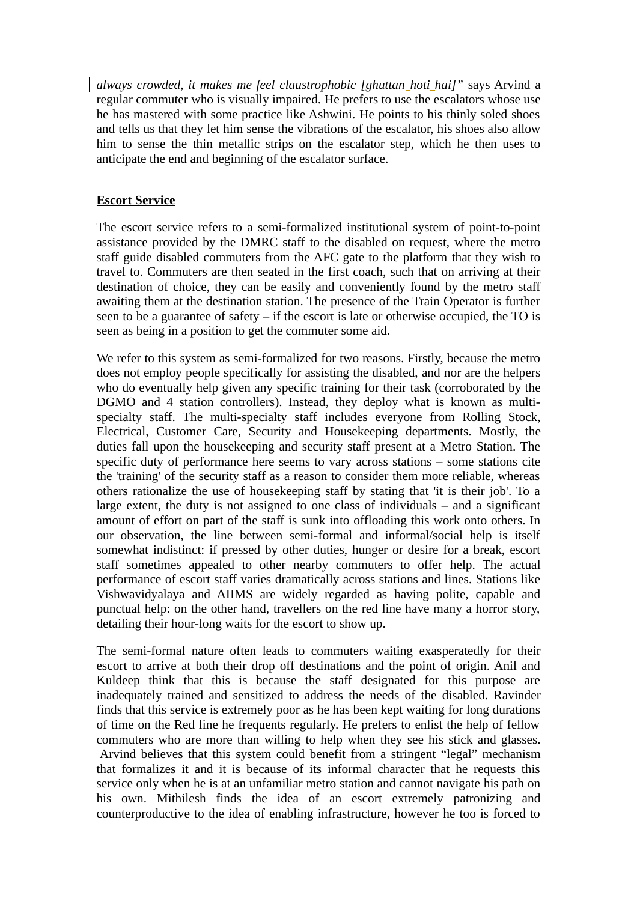*always crowded, it makes me feel claustrophobic [ghuttan hoti hai]"* says Arvind a regular commuter who is visually impaired. He prefers to use the escalators whose use he has mastered with some practice like Ashwini. He points to his thinly soled shoes and tells us that they let him sense the vibrations of the escalator, his shoes also allow him to sense the thin metallic strips on the escalator step, which he then uses to anticipate the end and beginning of the escalator surface.

**Escort Service**

The escort service refers to a semi-formalized institutional system of point-to-point assistance provided by the DMRC staff to the disabled on request, where the metro staff guide disabled commuters from the AFC gate to the platform that they wish to travel to. Commuters are then seated in the first coach, such that on arriving at their destination of choice, they can be easily and conveniently found by the metro staff awaiting them at the destination station. The presence of the Train Operator is further seen to be a guarantee of safety – if the escort is late or otherwise occupied, the TO is seen as being in a position to get the commuter some aid.

We refer to this system as semi-formalized for two reasons. Firstly, because the metro does not employ people specifically for assisting the disabled, and nor are the helpers who do eventually help given any specific training for their task (corroborated by the DGMO and 4 station controllers). Instead, they deploy what is known as multi-specialty staff. The multi-specialty staff includes everyone from Rolling Stock, Electrical, Customer Care, Security and Housekeeping departments. Mostly, the duties fall upon the housekeeping and security staff present at a Metro Station. The specific duty of performance here seems to vary across stations – some stations cite the 'training' of the security staff as a reason to consider them more reliable, whereas others rationalize the use of housekeeping staff by stating that 'it is their job'. To a large extent, the duty is not assigned to one class of individuals – and a significant amount of effort on part of the staff is sunk into offloading this work onto others. In our observation, the line between semi-formal and informal/social help is itself somewhat indistinct: if pressed by other duties, hunger or desire for a break, escort staff sometimes appealed to other nearby commuters to offer help. The actual performance of escort staff varies dramatically across stations and lines. Stations like Vishwavidyalaya and AIIMS are widely regarded as having polite, capable and punctual help: on the other hand, travellers on the red line have many a horror story, detailing their hour-long waits for the escort to show up.

The semi-formal nature often leads to commuters waiting exasperatedly for their escort to arrive at both their drop off destinations and the point of origin. Anil and Kuldeep think that this is because the staff designated for this purpose are inadequately trained and sensitized to address the needs of the disabled. Ravinder finds that this service is extremely poor as he has been kept waiting for long durations of time on the Red line he frequents regularly. He prefers to enlist the help of fellow commuters who are more than willing to help when they see his stick and glasses. Arvind believes that this system could benefit from a stringent "legal" mechanism that formalizes it and it is because of its informal character that he requests this service only when he is at an unfamiliar metro station and cannot navigate his path on his own. Mithilesh finds the idea of an escort extremely patronizing and counterproductive to the idea of enabling infrastructure, however he too is forced to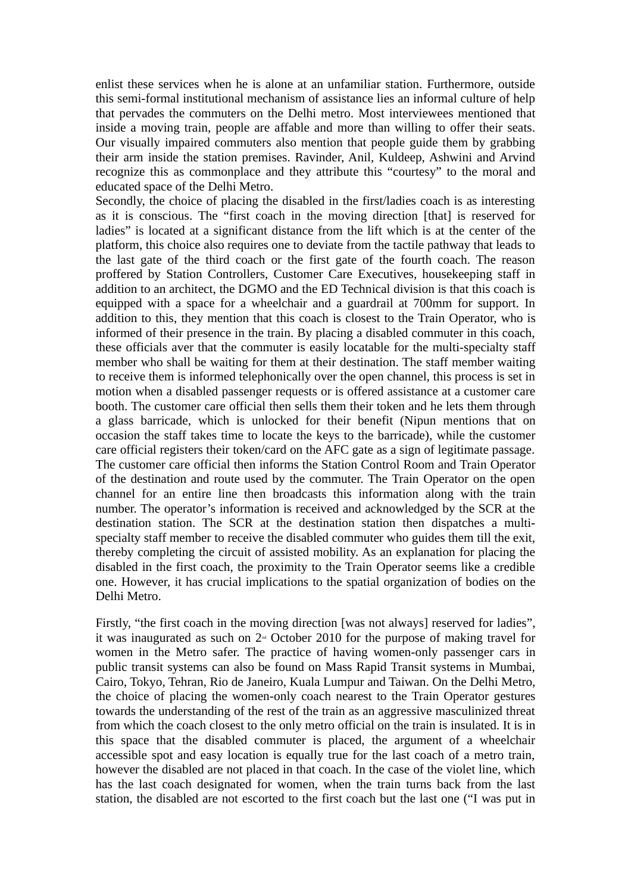enlist these services when he is alone at an unfamiliar station. Furthermore, outside this semi-formal institutional mechanism of assistance lies an informal culture of help that pervades the commuters on the Delhi metro. Most interviewees mentioned that inside a moving train, people are affable and more than willing to offer their seats. Our visually impaired commuters also mention that people guide them by grabbing their arm inside the station premises. Ravinder, Anil, Kuldeep, Ashwini and Arvind recognize this as commonplace and they attribute this "courtesy" to the moral and educated space of the Delhi Metro.

Secondly, the choice of placing the disabled in the first/ladies coach is as interesting as it is conscious. The "first coach in the moving direction [that] is reserved for ladies" is located at a significant distance from the lift which is at the center of the platform, this choice also requires one to deviate from the tactile pathway that leads to the last gate of the third coach or the first gate of the fourth coach. The reason proffered by Station Controllers, Customer Care Executives, housekeeping staff in addition to an architect, the DGMO and the ED Technical division is that this coach is equipped with a space for a wheelchair and a guardrail at 700mm for support. In addition to this, they mention that this coach is closest to the Train Operator, who is informed of their presence in the train. By placing a disabled commuter in this coach, these officials aver that the commuter is easily locatable for the multi-specialty staff member who shall be waiting for them at their destination. The staff member waiting to receive them is informed telephonically over the open channel, this process is set in motion when a disabled passenger requests or is offered assistance at a customer care booth. The customer care official then sells them their token and he lets them through a glass barricade, which is unlocked for their benefit (Nipun mentions that on occasion the staff takes time to locate the keys to the barricade), while the customer care official registers their token/card on the AFC gate as a sign of legitimate passage. The customer care official then informs the Station Control Room and Train Operator of the destination and route used by the commuter. The Train Operator on the open channel for an entire line then broadcasts this information along with the train number. The operator's information is received and acknowledged by the SCR at the destination station. The SCR at the destination station then dispatches a multi-specialty staff member to receive the disabled commuter who guides them till the exit, thereby completing the circuit of assisted mobility. As an explanation for placing the disabled in the first coach, the proximity to the Train Operator seems like a credible one. However, it has crucial implications to the spatial organization of bodies on the Delhi Metro.

Firstly, "the first coach in the moving direction [was not always] reserved for ladies", it was inaugurated as such on 2nd October 2010 for the purpose of making travel for women in the Metro safer. The practice of having women-only passenger cars in public transit systems can also be found on Mass Rapid Transit systems in Mumbai, Cairo, Tokyo, Tehran, Rio de Janeiro, Kuala Lumpur and Taiwan. On the Delhi Metro, the choice of placing the women-only coach nearest to the Train Operator gestures towards the understanding of the rest of the train as an aggressive masculinized threat from which the coach closest to the only metro official on the train is insulated. It is in this space that the disabled commuter is placed, the argument of a wheelchair accessible spot and easy location is equally true for the last coach of a metro train, however the disabled are not placed in that coach. In the case of the violet line, which has the last coach designated for women, when the train turns back from the last station, the disabled are not escorted to the first coach but the last one ("I was put in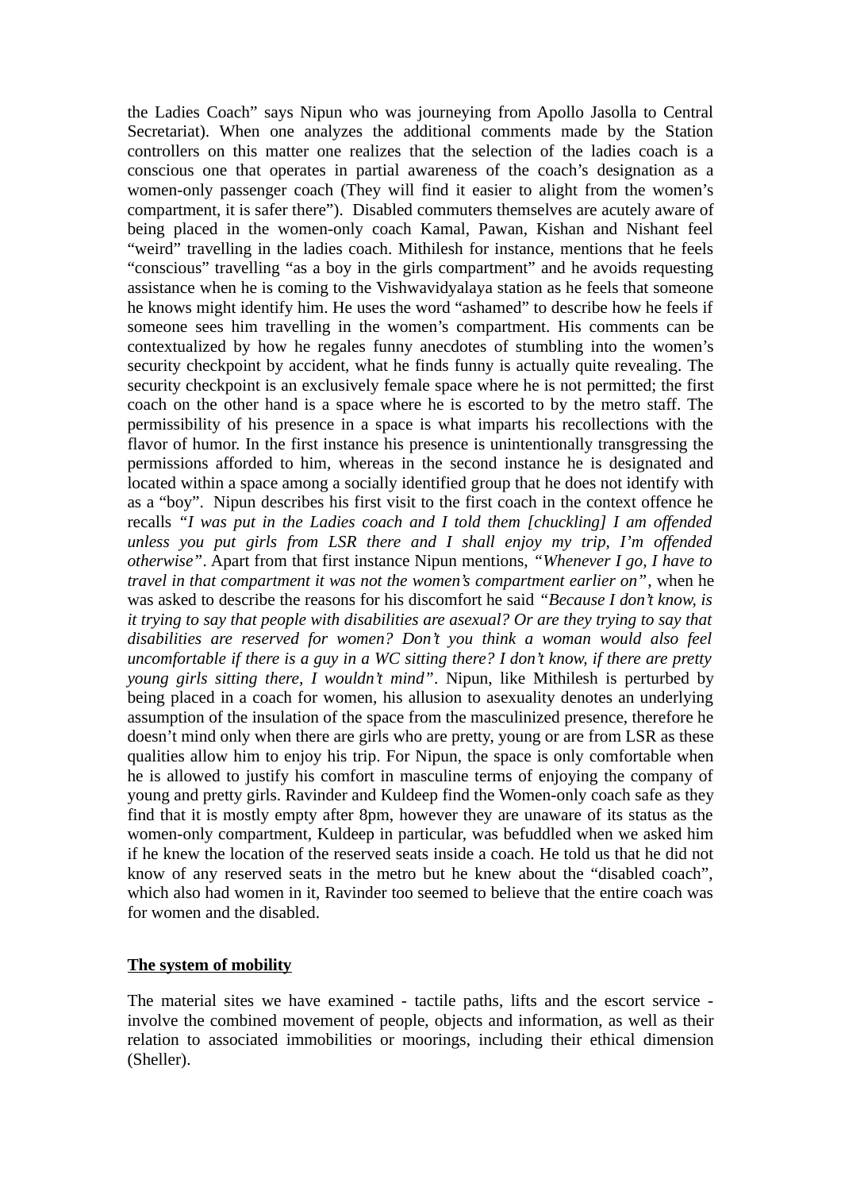the Ladies Coach" says Nipun who was journeying from Apollo Jasolla to Central Secretariat). When one analyzes the additional comments made by the Station controllers on this matter one realizes that the selection of the ladies coach is a conscious one that operates in partial awareness of the coach's designation as a women-only passenger coach (They will find it easier to alight from the women's compartment, it is safer there"). Disabled commuters themselves are acutely aware of being placed in the women-only coach Kamal, Pawan, Kishan and Nishant feel "weird" travelling in the ladies coach. Mithilesh for instance, mentions that he feels "conscious" travelling "as a boy in the girls compartment" and he avoids requesting assistance when he is coming to the Vishwavidyalaya station as he feels that someone he knows might identify him. He uses the word "ashamed" to describe how he feels if someone sees him travelling in the women's compartment. His comments can be contextualized by how he regales funny anecdotes of stumbling into the women's security checkpoint by accident, what he finds funny is actually quite revealing. The security checkpoint is an exclusively female space where he is not permitted; the first coach on the other hand is a space where he is escorted to by the metro staff. The permissibility of his presence in a space is what imparts his recollections with the flavor of humor. In the first instance his presence is unintentionally transgressing the permissions afforded to him, whereas in the second instance he is designated and located within a space among a socially identified group that he does not identify with as a "boy". Nipun describes his first visit to the first coach in the context offence he recalls *"I was put in the Ladies coach and I told them [chuckling] I am offended unless you put girls from LSR there and I shall enjoy my trip, I'm offended otherwise"*. Apart from that first instance Nipun mentions, *"Whenever I go, I have to travel in that compartment it was not the women's compartment earlier on"*, when he was asked to describe the reasons for his discomfort he said *"Because I don't know, is it trying to say that people with disabilities are asexual? Or are they trying to say that disabilities are reserved for women? Don't you think a woman would also feel uncomfortable if there is a guy in a WC sitting there? I don't know, if there are pretty young girls sitting there, I wouldn't mind"*. Nipun, like Mithilesh is perturbed by being placed in a coach for women, his allusion to asexuality denotes an underlying assumption of the insulation of the space from the masculinized presence, therefore he doesn't mind only when there are girls who are pretty, young or are from LSR as these qualities allow him to enjoy his trip. For Nipun, the space is only comfortable when he is allowed to justify his comfort in masculine terms of enjoying the company of young and pretty girls. Ravinder and Kuldeep find the Women-only coach safe as they find that it is mostly empty after 8pm, however they are unaware of its status as the women-only compartment, Kuldeep in particular, was befuddled when we asked him if he knew the location of the reserved seats inside a coach. He told us that he did not know of any reserved seats in the metro but he knew about the "disabled coach", which also had women in it, Ravinder too seemed to believe that the entire coach was for women and the disabled.

**<u>The system of mobility</u>**

The material sites we have examined - tactile paths, lifts and the escort service - involve the combined movement of people, objects and information, as well as their relation to associated immobilities or moorings, including their ethical dimension (Sheller).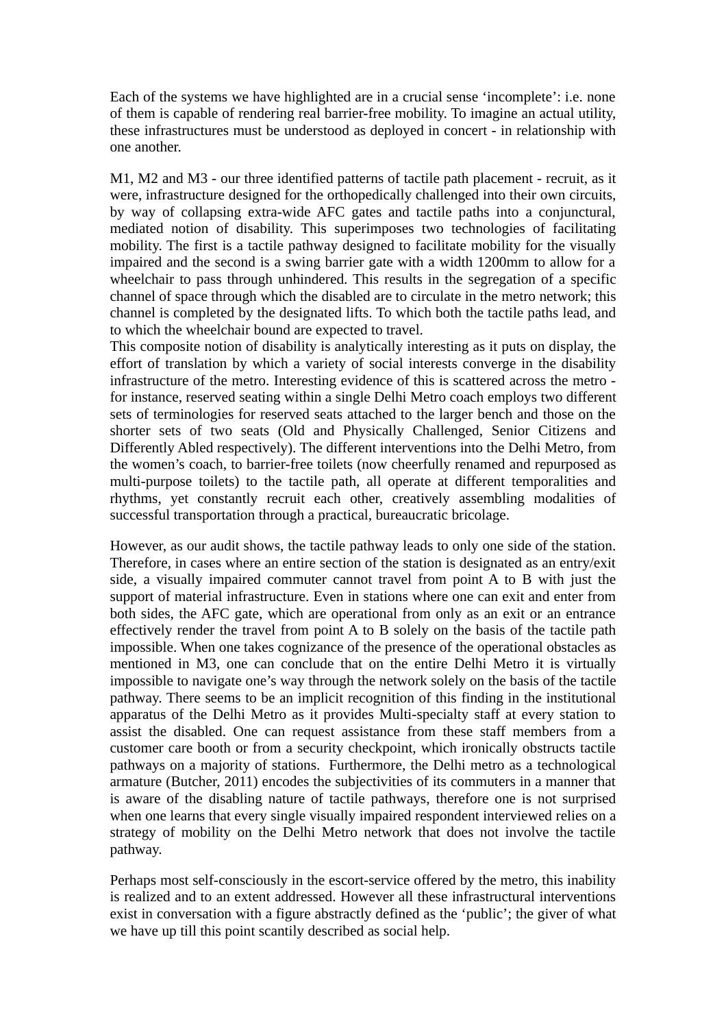Each of the systems we have highlighted are in a crucial sense 'incomplete': i.e. none of them is capable of rendering real barrier-free mobility. To imagine an actual utility, these infrastructures must be understood as deployed in concert - in relationship with one another.

M1, M2 and M3 - our three identified patterns of tactile path placement - recruit, as it were, infrastructure designed for the orthopedically challenged into their own circuits, by way of collapsing extra-wide AFC gates and tactile paths into a conjunctural, mediated notion of disability. This superimposes two technologies of facilitating mobility. The first is a tactile pathway designed to facilitate mobility for the visually impaired and the second is a swing barrier gate with a width 1200mm to allow for a wheelchair to pass through unhindered. This results in the segregation of a specific channel of space through which the disabled are to circulate in the metro network; this channel is completed by the designated lifts. To which both the tactile paths lead, and to which the wheelchair bound are expected to travel.
This composite notion of disability is analytically interesting as it puts on display, the effort of translation by which a variety of social interests converge in the disability infrastructure of the metro. Interesting evidence of this is scattered across the metro - for instance, reserved seating within a single Delhi Metro coach employs two different sets of terminologies for reserved seats attached to the larger bench and those on the shorter sets of two seats (Old and Physically Challenged, Senior Citizens and Differently Abled respectively). The different interventions into the Delhi Metro, from the women's coach, to barrier-free toilets (now cheerfully renamed and repurposed as multi-purpose toilets) to the tactile path, all operate at different temporalities and rhythms, yet constantly recruit each other, creatively assembling modalities of successful transportation through a practical, bureaucratic bricolage.

However, as our audit shows, the tactile pathway leads to only one side of the station. Therefore, in cases where an entire section of the station is designated as an entry/exit side, a visually impaired commuter cannot travel from point A to B with just the support of material infrastructure. Even in stations where one can exit and enter from both sides, the AFC gate, which are operational from only as an exit or an entrance effectively render the travel from point A to B solely on the basis of the tactile path impossible. When one takes cognizance of the presence of the operational obstacles as mentioned in M3, one can conclude that on the entire Delhi Metro it is virtually impossible to navigate one's way through the network solely on the basis of the tactile pathway. There seems to be an implicit recognition of this finding in the institutional apparatus of the Delhi Metro as it provides Multi-specialty staff at every station to assist the disabled. One can request assistance from these staff members from a customer care booth or from a security checkpoint, which ironically obstructs tactile pathways on a majority of stations. Furthermore, the Delhi metro as a technological armature (Butcher, 2011) encodes the subjectivities of its commuters in a manner that is aware of the disabling nature of tactile pathways, therefore one is not surprised when one learns that every single visually impaired respondent interviewed relies on a strategy of mobility on the Delhi Metro network that does not involve the tactile pathway.

Perhaps most self-consciously in the escort-service offered by the metro, this inability is realized and to an extent addressed. However all these infrastructural interventions exist in conversation with a figure abstractly defined as the 'public'; the giver of what we have up till this point scantily described as social help.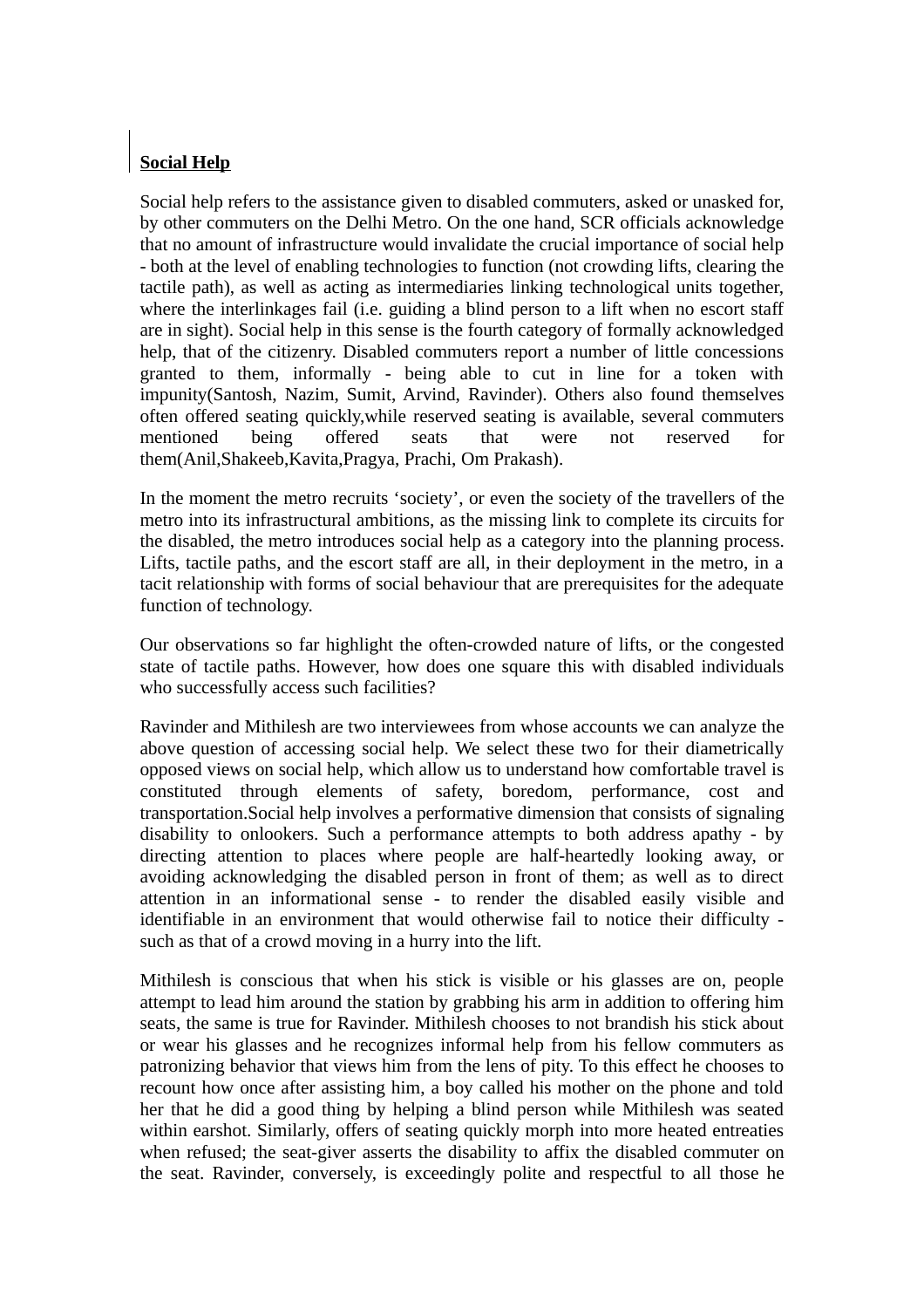**Social Help**

Social help refers to the assistance given to disabled commuters, asked or unasked for, by other commuters on the Delhi Metro. On the one hand, SCR officials acknowledge that no amount of infrastructure would invalidate the crucial importance of social help - both at the level of enabling technologies to function (not crowding lifts, clearing the tactile path), as well as acting as intermediaries linking technological units together, where the interlinkages fail (i.e. guiding a blind person to a lift when no escort staff are in sight). Social help in this sense is the fourth category of formally acknowledged help, that of the citizenry. Disabled commuters report a number of little concessions granted to them, informally - being able to cut in line for a token with impunity(Santosh, Nazim, Sumit, Arvind, Ravinder). Others also found themselves often offered seating quickly,while reserved seating is available, several commuters mentioned being offered seats that were not reserved for them(Anil,Shakeeb,Kavita,Pragya, Prachi, Om Prakash).

In the moment the metro recruits 'society', or even the society of the travellers of the metro into its infrastructural ambitions, as the missing link to complete its circuits for the disabled, the metro introduces social help as a category into the planning process. Lifts, tactile paths, and the escort staff are all, in their deployment in the metro, in a tacit relationship with forms of social behaviour that are prerequisites for the adequate function of technology.

Our observations so far highlight the often-crowded nature of lifts, or the congested state of tactile paths. However, how does one square this with disabled individuals who successfully access such facilities?

Ravinder and Mithilesh are two interviewees from whose accounts we can analyze the above question of accessing social help. We select these two for their diametrically opposed views on social help, which allow us to understand how comfortable travel is constituted through elements of safety, boredom, performance, cost and transportation.Social help involves a performative dimension that consists of signaling disability to onlookers. Such a performance attempts to both address apathy - by directing attention to places where people are half-heartedly looking away, or avoiding acknowledging the disabled person in front of them; as well as to direct attention in an informational sense - to render the disabled easily visible and identifiable in an environment that would otherwise fail to notice their difficulty - such as that of a crowd moving in a hurry into the lift.

Mithilesh is conscious that when his stick is visible or his glasses are on, people attempt to lead him around the station by grabbing his arm in addition to offering him seats, the same is true for Ravinder. Mithilesh chooses to not brandish his stick about or wear his glasses and he recognizes informal help from his fellow commuters as patronizing behavior that views him from the lens of pity. To this effect he chooses to recount how once after assisting him, a boy called his mother on the phone and told her that he did a good thing by helping a blind person while Mithilesh was seated within earshot. Similarly, offers of seating quickly morph into more heated entreaties when refused; the seat-giver asserts the disability to affix the disabled commuter on the seat. Ravinder, conversely, is exceedingly polite and respectful to all those he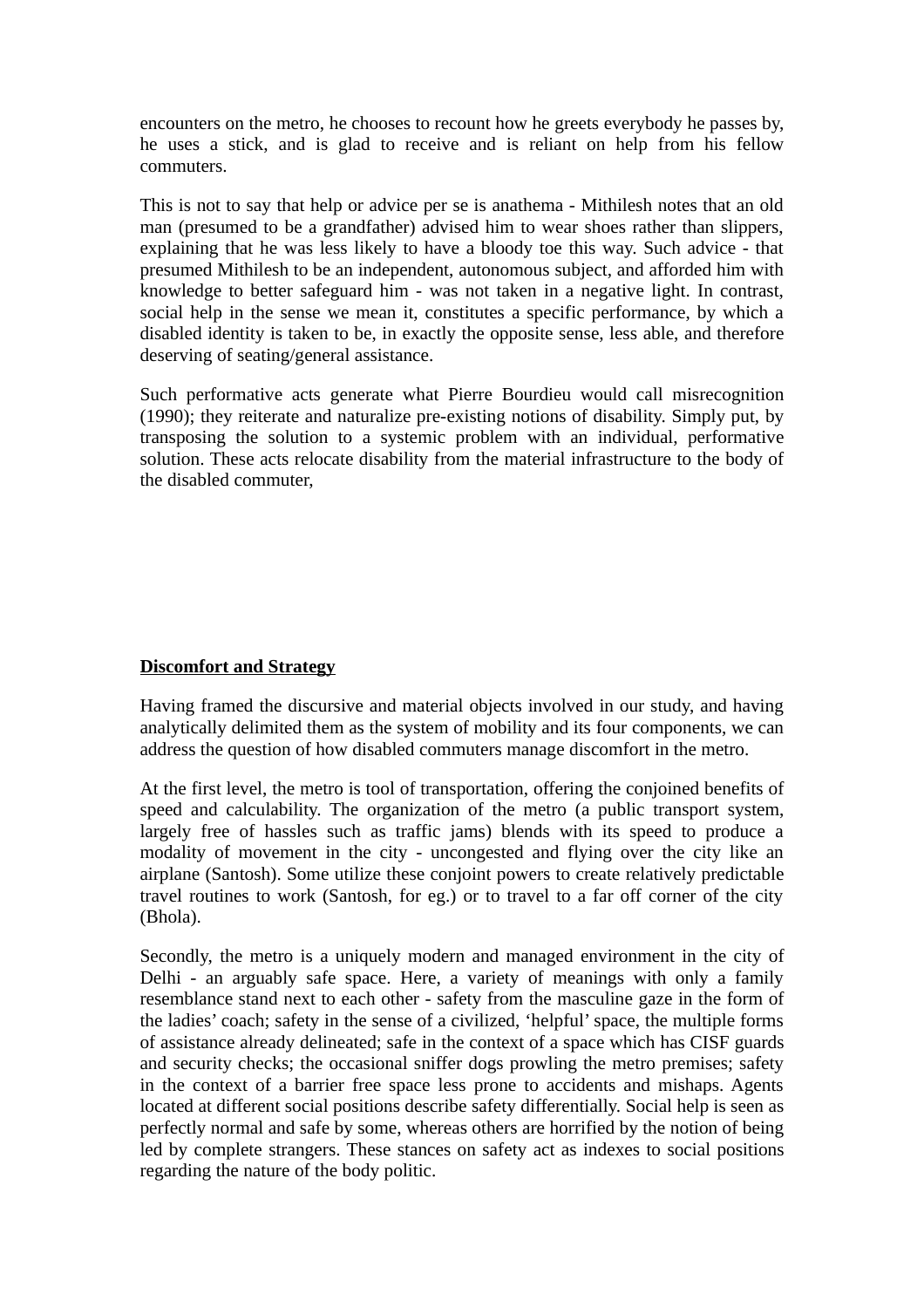encounters on the metro, he chooses to recount how he greets everybody he passes by, he uses a stick, and is glad to receive and is reliant on help from his fellow commuters.

This is not to say that help or advice per se is anathema - Mithilesh notes that an old man (presumed to be a grandfather) advised him to wear shoes rather than slippers, explaining that he was less likely to have a bloody toe this way. Such advice - that presumed Mithilesh to be an independent, autonomous subject, and afforded him with knowledge to better safeguard him - was not taken in a negative light. In contrast, social help in the sense we mean it, constitutes a specific performance, by which a disabled identity is taken to be, in exactly the opposite sense, less able, and therefore deserving of seating/general assistance.

Such performative acts generate what Pierre Bourdieu would call misrecognition (1990); they reiterate and naturalize pre-existing notions of disability. Simply put, by transposing the solution to a systemic problem with an individual, performative solution. These acts relocate disability from the material infrastructure to the body of the disabled commuter,

## Discomfort and Strategy

Having framed the discursive and material objects involved in our study, and having analytically delimited them as the system of mobility and its four components, we can address the question of how disabled commuters manage discomfort in the metro.

At the first level, the metro is tool of transportation, offering the conjoined benefits of speed and calculability. The organization of the metro (a public transport system, largely free of hassles such as traffic jams) blends with its speed to produce a modality of movement in the city - uncongested and flying over the city like an airplane (Santosh). Some utilize these conjoint powers to create relatively predictable travel routines to work (Santosh, for eg.) or to travel to a far off corner of the city (Bhola).

Secondly, the metro is a uniquely modern and managed environment in the city of Delhi - an arguably safe space. Here, a variety of meanings with only a family resemblance stand next to each other - safety from the masculine gaze in the form of the ladies' coach; safety in the sense of a civilized, 'helpful' space, the multiple forms of assistance already delineated; safe in the context of a space which has CISF guards and security checks; the occasional sniffer dogs prowling the metro premises; safety in the context of a barrier free space less prone to accidents and mishaps. Agents located at different social positions describe safety differentially. Social help is seen as perfectly normal and safe by some, whereas others are horrified by the notion of being led by complete strangers. These stances on safety act as indexes to social positions regarding the nature of the body politic.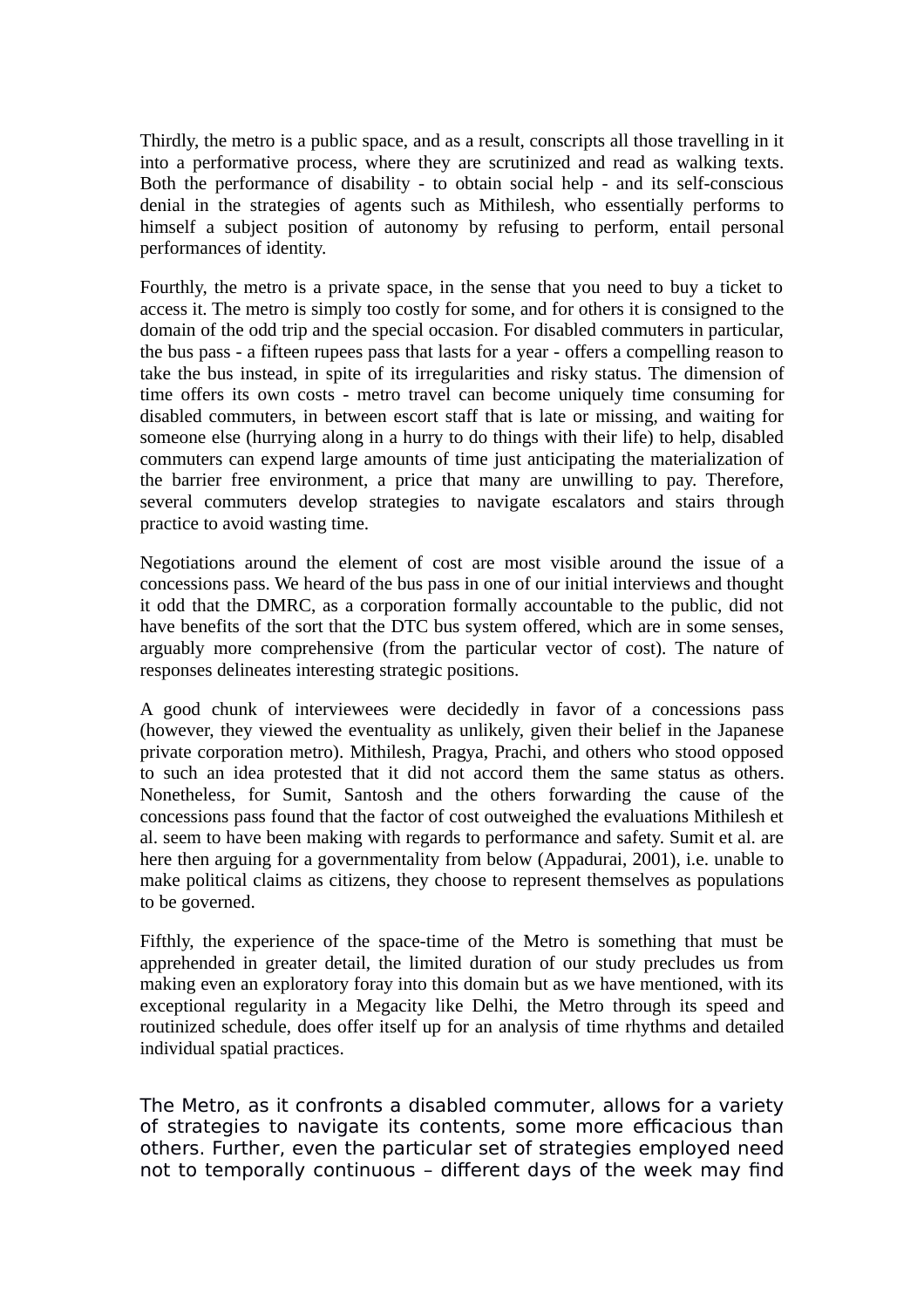Thirdly, the metro is a public space, and as a result, conscripts all those travelling in it into a performative process, where they are scrutinized and read as walking texts. Both the performance of disability - to obtain social help - and its self-conscious denial in the strategies of agents such as Mithilesh, who essentially performs to himself a subject position of autonomy by refusing to perform, entail personal performances of identity.

Fourthly, the metro is a private space, in the sense that you need to buy a ticket to access it. The metro is simply too costly for some, and for others it is consigned to the domain of the odd trip and the special occasion. For disabled commuters in particular, the bus pass - a fifteen rupees pass that lasts for a year - offers a compelling reason to take the bus instead, in spite of its irregularities and risky status. The dimension of time offers its own costs - metro travel can become uniquely time consuming for disabled commuters, in between escort staff that is late or missing, and waiting for someone else (hurrying along in a hurry to do things with their life) to help, disabled commuters can expend large amounts of time just anticipating the materialization of the barrier free environment, a price that many are unwilling to pay. Therefore, several commuters develop strategies to navigate escalators and stairs through practice to avoid wasting time.

Negotiations around the element of cost are most visible around the issue of a concessions pass. We heard of the bus pass in one of our initial interviews and thought it odd that the DMRC, as a corporation formally accountable to the public, did not have benefits of the sort that the DTC bus system offered, which are in some senses, arguably more comprehensive (from the particular vector of cost). The nature of responses delineates interesting strategic positions.

A good chunk of interviewees were decidedly in favor of a concessions pass (however, they viewed the eventuality as unlikely, given their belief in the Japanese private corporation metro). Mithilesh, Pragya, Prachi, and others who stood opposed to such an idea protested that it did not accord them the same status as others. Nonetheless, for Sumit, Santosh and the others forwarding the cause of the concessions pass found that the factor of cost outweighed the evaluations Mithilesh et al. seem to have been making with regards to performance and safety. Sumit et al. are here then arguing for a governmentality from below (Appadurai, 2001), i.e. unable to make political claims as citizens, they choose to represent themselves as populations to be governed.

Fifthly, the experience of the space-time of the Metro is something that must be apprehended in greater detail, the limited duration of our study precludes us from making even an exploratory foray into this domain but as we have mentioned, with its exceptional regularity in a Megacity like Delhi, the Metro through its speed and routinized schedule, does offer itself up for an analysis of time rhythms and detailed individual spatial practices.

The Metro, as it confronts a disabled commuter, allows for a variety of strategies to navigate its contents, some more efficacious than others. Further, even the particular set of strategies employed need not to temporally continuous – different days of the week may find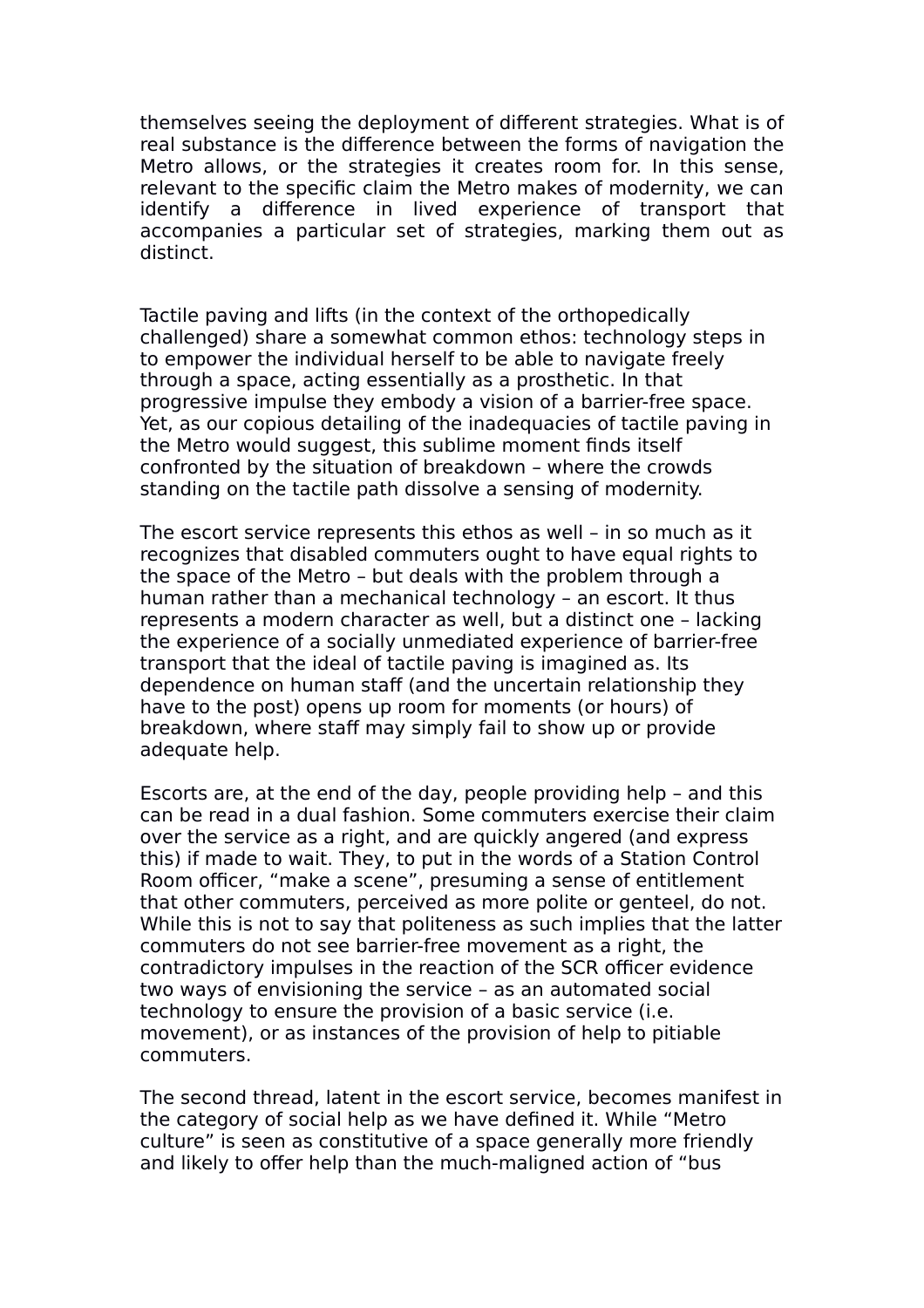themselves seeing the deployment of different strategies. What is of real substance is the difference between the forms of navigation the Metro allows, or the strategies it creates room for. In this sense, relevant to the specific claim the Metro makes of modernity, we can identify a difference in lived experience of transport that accompanies a particular set of strategies, marking them out as distinct.

Tactile paving and lifts (in the context of the orthopedically challenged) share a somewhat common ethos: technology steps in to empower the individual herself to be able to navigate freely through a space, acting essentially as a prosthetic. In that progressive impulse they embody a vision of a barrier-free space. Yet, as our copious detailing of the inadequacies of tactile paving in the Metro would suggest, this sublime moment finds itself confronted by the situation of breakdown – where the crowds standing on the tactile path dissolve a sensing of modernity.

The escort service represents this ethos as well – in so much as it recognizes that disabled commuters ought to have equal rights to the space of the Metro – but deals with the problem through a human rather than a mechanical technology – an escort. It thus represents a modern character as well, but a distinct one – lacking the experience of a socially unmediated experience of barrier-free transport that the ideal of tactile paving is imagined as. Its dependence on human staff (and the uncertain relationship they have to the post) opens up room for moments (or hours) of breakdown, where staff may simply fail to show up or provide adequate help.

Escorts are, at the end of the day, people providing help – and this can be read in a dual fashion. Some commuters exercise their claim over the service as a right, and are quickly angered (and express this) if made to wait. They, to put in the words of a Station Control Room officer, "make a scene", presuming a sense of entitlement that other commuters, perceived as more polite or genteel, do not. While this is not to say that politeness as such implies that the latter commuters do not see barrier-free movement as a right, the contradictory impulses in the reaction of the SCR officer evidence two ways of envisioning the service – as an automated social technology to ensure the provision of a basic service (i.e. movement), or as instances of the provision of help to pitiable commuters.

The second thread, latent in the escort service, becomes manifest in the category of social help as we have defined it. While "Metro culture" is seen as constitutive of a space generally more friendly and likely to offer help than the much-maligned action of "bus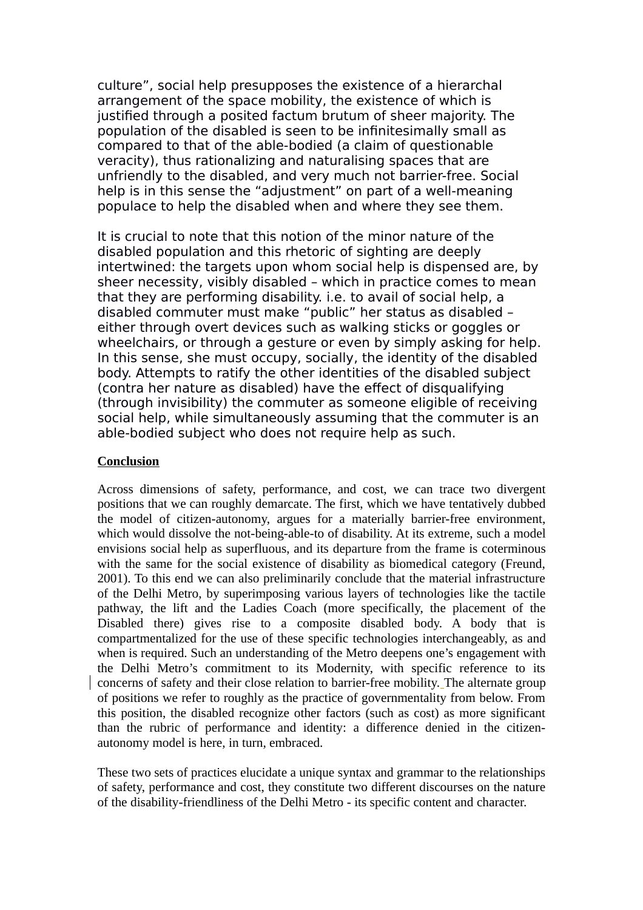culture", social help presupposes the existence of a hierarchal arrangement of the space mobility, the existence of which is justified through a posited factum brutum of sheer majority. The population of the disabled is seen to be infinitesimally small as compared to that of the able-bodied (a claim of questionable veracity), thus rationalizing and naturalising spaces that are unfriendly to the disabled, and very much not barrier-free. Social help is in this sense the "adjustment" on part of a well-meaning populace to help the disabled when and where they see them.

It is crucial to note that this notion of the minor nature of the disabled population and this rhetoric of sighting are deeply intertwined: the targets upon whom social help is dispensed are, by sheer necessity, visibly disabled – which in practice comes to mean that they are performing disability. i.e. to avail of social help, a disabled commuter must make "public" her status as disabled – either through overt devices such as walking sticks or goggles or wheelchairs, or through a gesture or even by simply asking for help. In this sense, she must occupy, socially, the identity of the disabled body. Attempts to ratify the other identities of the disabled subject (contra her nature as disabled) have the effect of disqualifying (through invisibility) the commuter as someone eligible of receiving social help, while simultaneously assuming that the commuter is an able-bodied subject who does not require help as such.

**Conclusion**

Across dimensions of safety, performance, and cost, we can trace two divergent positions that we can roughly demarcate. The first, which we have tentatively dubbed the model of citizen-autonomy, argues for a materially barrier-free environment, which would dissolve the not-being-able-to of disability. At its extreme, such a model envisions social help as superfluous, and its departure from the frame is coterminous with the same for the social existence of disability as biomedical category (Freund, 2001). To this end we can also preliminarily conclude that the material infrastructure of the Delhi Metro, by superimposing various layers of technologies like the tactile pathway, the lift and the Ladies Coach (more specifically, the placement of the Disabled there) gives rise to a composite disabled body. A body that is compartmentalized for the use of these specific technologies interchangeably, as and when is required. Such an understanding of the Metro deepens one's engagement with the Delhi Metro's commitment to its Modernity, with specific reference to its concerns of safety and their close relation to barrier-free mobility. The alternate group of positions we refer to roughly as the practice of governmentality from below. From this position, the disabled recognize other factors (such as cost) as more significant than the rubric of performance and identity: a difference denied in the citizen-autonomy model is here, in turn, embraced.

These two sets of practices elucidate a unique syntax and grammar to the relationships of safety, performance and cost, they constitute two different discourses on the nature of the disability-friendliness of the Delhi Metro - its specific content and character.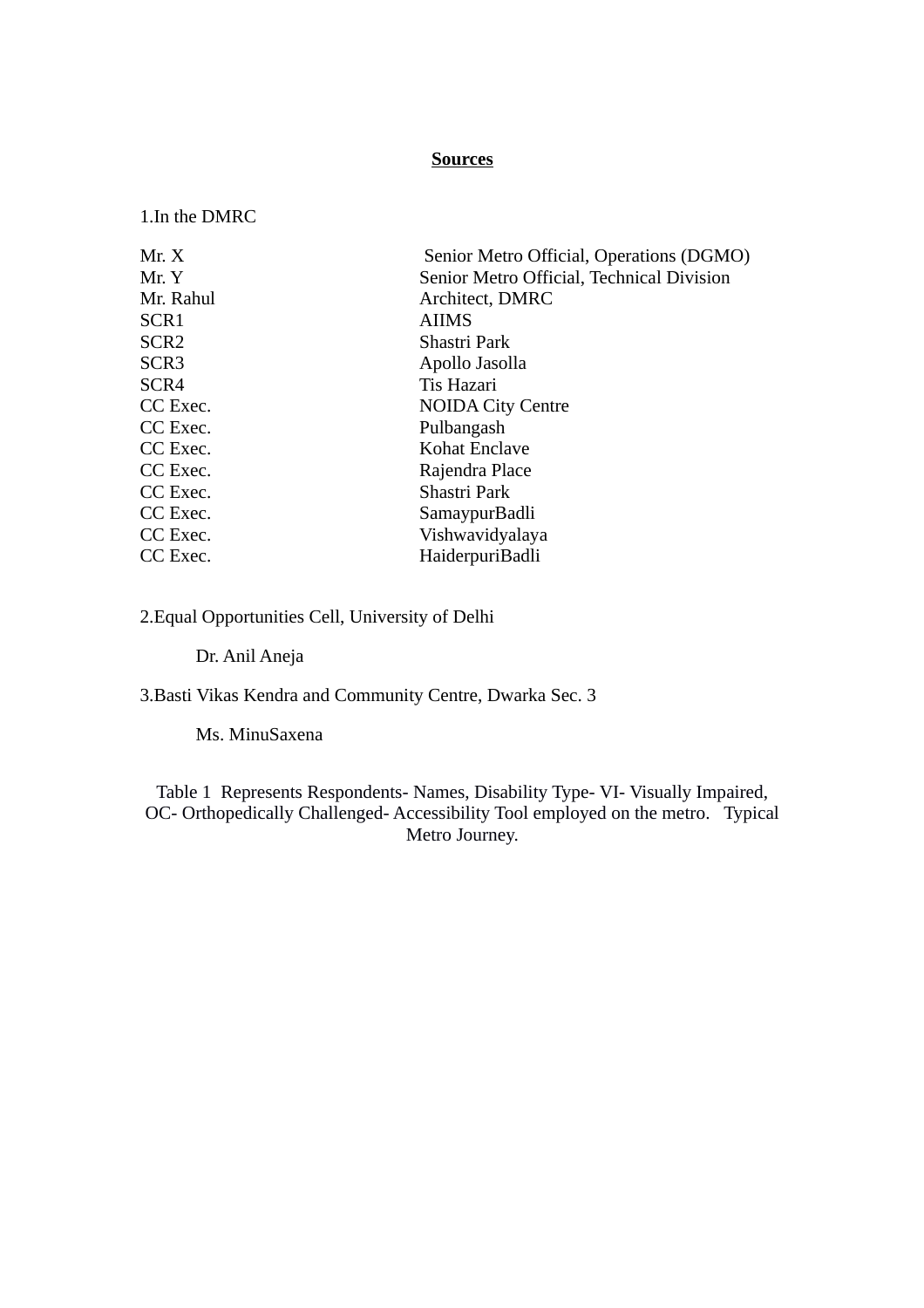**Sources**

1.In the DMRC

| | |
|---|---|
| Mr. X | Senior Metro Official, Operations (DGMO) |
| Mr. Y | Senior Metro Official, Technical Division |
| Mr. Rahul | Architect, DMRC |
| SCR1 | AIIMS |
| SCR2 | Shastri Park |
| SCR3 | Apollo Jasolla |
| SCR4 | Tis Hazari |
| CC Exec. | NOIDA City Centre |
| CC Exec. | Pulbangash |
| CC Exec. | Kohat Enclave |
| CC Exec. | Rajendra Place |
| CC Exec. | Shastri Park |
| CC Exec. | SamaypurBadli |
| CC Exec. | Vishwavidyalaya |
| CC Exec. | HaiderpuriBadli |

2.Equal Opportunities Cell, University of Delhi

Dr. Anil Aneja

3.Basti Vikas Kendra and Community Centre, Dwarka Sec. 3

Ms. MinuSaxena

Table 1 Represents Respondents- Names, Disability Type- VI- Visually Impaired, OC- Orthopedically Challenged- Accessibility Tool employed on the metro. Typical Metro Journey.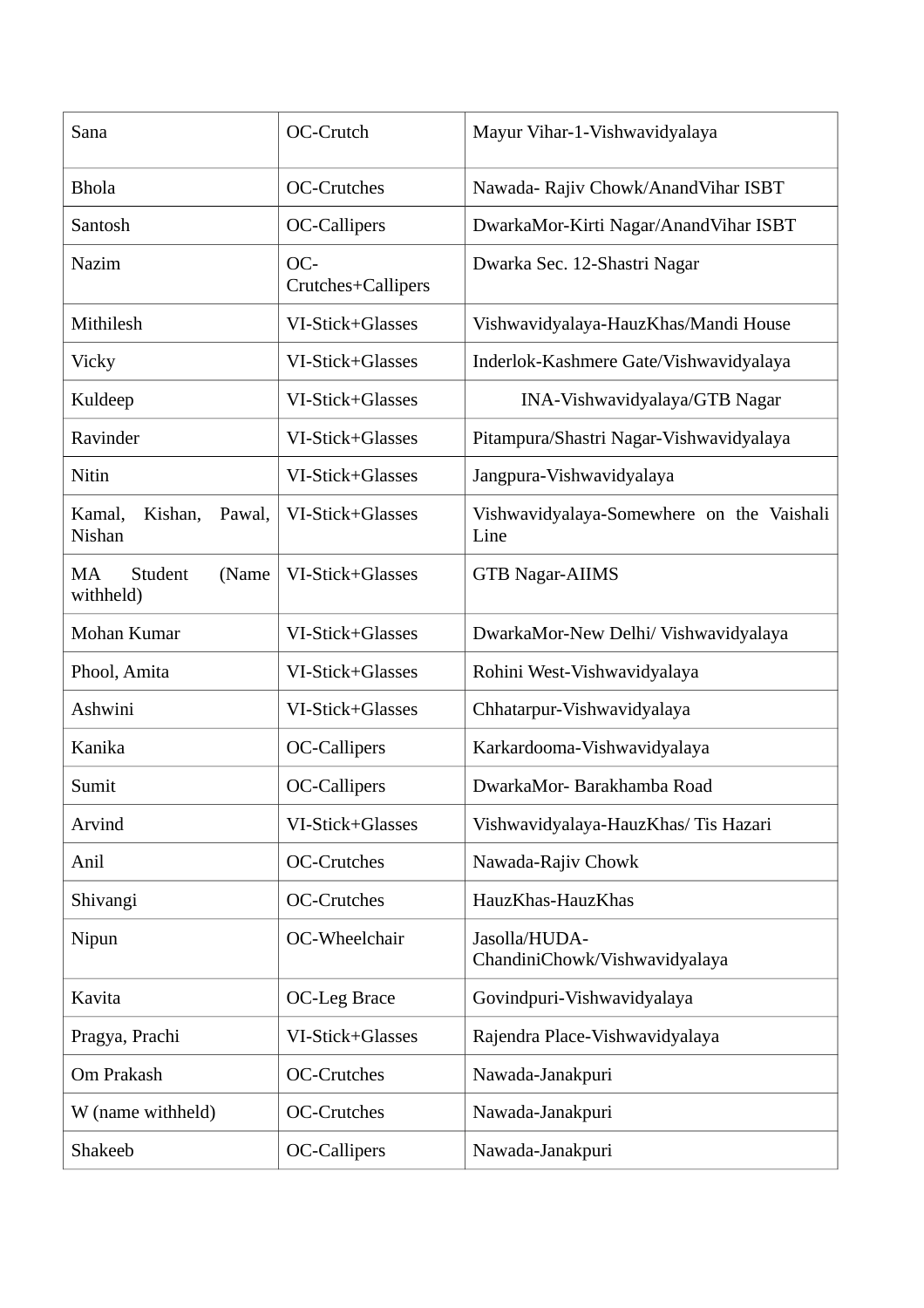| Sana | OC-Crutch | Mayur Vihar-1-Vishwavidyalaya |
|---|---|---|
| Bhola | OC-Crutches | Nawada- Rajiv Chowk/AnandVihar ISBT |
| Santosh | OC-Callipers | DwarkaMor-Kirti Nagar/AnandVihar ISBT |
| Nazim | OC-Crutches+Callipers | Dwarka Sec. 12-Shastri Nagar |
| Mithilesh | VI-Stick+Glasses | Vishwavidyalaya-HauzKhas/Mandi House |
| Vicky | VI-Stick+Glasses | Inderlok-Kashmere Gate/Vishwavidyalaya |
| Kuldeep | VI-Stick+Glasses | INA-Vishwavidyalaya/GTB Nagar |
| Ravinder | VI-Stick+Glasses | Pitampura/Shastri Nagar-Vishwavidyalaya |
| Nitin | VI-Stick+Glasses | Jangpura-Vishwavidyalaya |
| Kamal, Kishan, Pawal, Nishan | VI-Stick+Glasses | Vishwavidyalaya-Somewhere on the Vaishali Line |
| MA Student (Name withheld) | VI-Stick+Glasses | GTB Nagar-AIIMS |
| Mohan Kumar | VI-Stick+Glasses | DwarkaMor-New Delhi/ Vishwavidyalaya |
| Phool, Amita | VI-Stick+Glasses | Rohini West-Vishwavidyalaya |
| Ashwini | VI-Stick+Glasses | Chhatarpur-Vishwavidyalaya |
| Kanika | OC-Callipers | Karkardooma-Vishwavidyalaya |
| Sumit | OC-Callipers | DwarkaMor- Barakhamba Road |
| Arvind | VI-Stick+Glasses | Vishwavidyalaya-HauzKhas/ Tis Hazari |
| Anil | OC-Crutches | Nawada-Rajiv Chowk |
| Shivangi | OC-Crutches | HauzKhas-HauzKhas |
| Nipun | OC-Wheelchair | Jasolla/HUDA-ChandiniChowk/Vishwavidyalaya |
| Kavita | OC-Leg Brace | Govindpuri-Vishwavidyalaya |
| Pragya, Prachi | VI-Stick+Glasses | Rajendra Place-Vishwavidyalaya |
| Om Prakash | OC-Crutches | Nawada-Janakpuri |
| W (name withheld) | OC-Crutches | Nawada-Janakpuri |
| Shakeeb | OC-Callipers | Nawada-Janakpuri |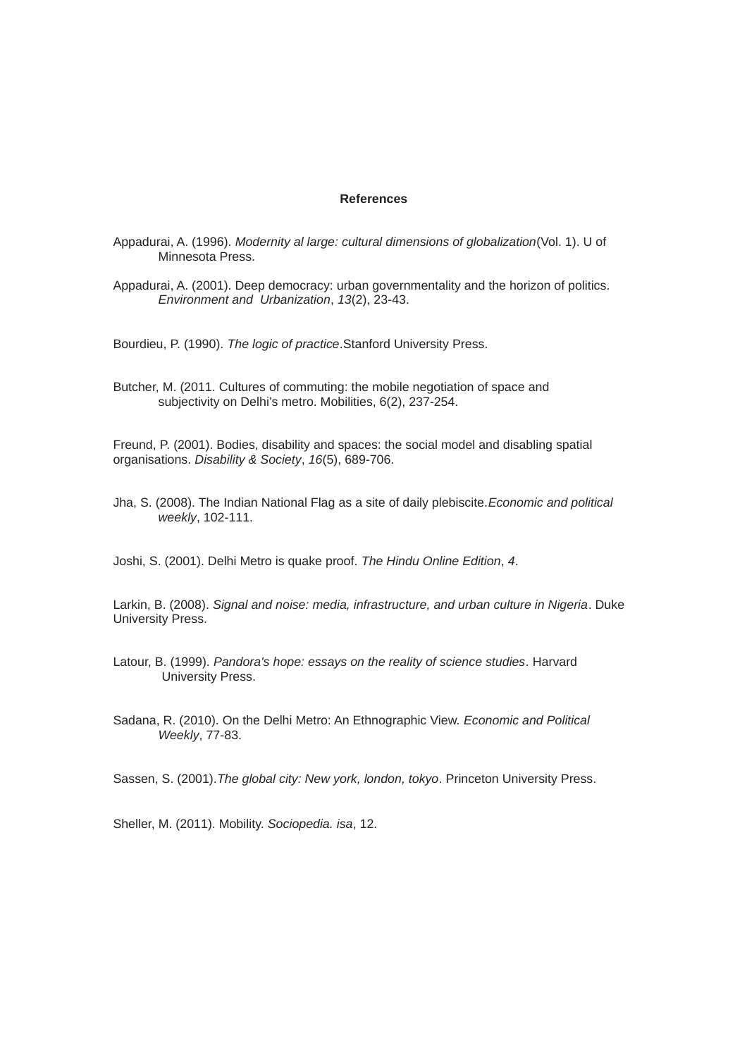## References

Appadurai, A. (1996). *Modernity al large: cultural dimensions of globalization*(Vol. 1). U of Minnesota Press.

Appadurai, A. (2001). Deep democracy: urban governmentality and the horizon of politics. *Environment and Urbanization*, *13*(2), 23-43.

Bourdieu, P. (1990). *The logic of practice*.Stanford University Press.

Butcher, M. (2011. Cultures of commuting: the mobile negotiation of space and subjectivity on Delhi's metro. Mobilities, 6(2), 237-254.

Freund, P. (2001). Bodies, disability and spaces: the social model and disabling spatial organisations. *Disability & Society*, *16*(5), 689-706.

Jha, S. (2008). The Indian National Flag as a site of daily plebiscite.*Economic and political weekly*, 102-111.

Joshi, S. (2001). Delhi Metro is quake proof. *The Hindu Online Edition*, *4*.

Larkin, B. (2008). *Signal and noise: media, infrastructure, and urban culture in Nigeria*. Duke University Press.

Latour, B. (1999). *Pandora's hope: essays on the reality of science studies*. Harvard University Press.

Sadana, R. (2010). On the Delhi Metro: An Ethnographic View. *Economic and Political Weekly*, 77-83.

Sassen, S. (2001).*The global city: New york, london, tokyo*. Princeton University Press.

Sheller, M. (2011). Mobility. *Sociopedia. isa*, 12.